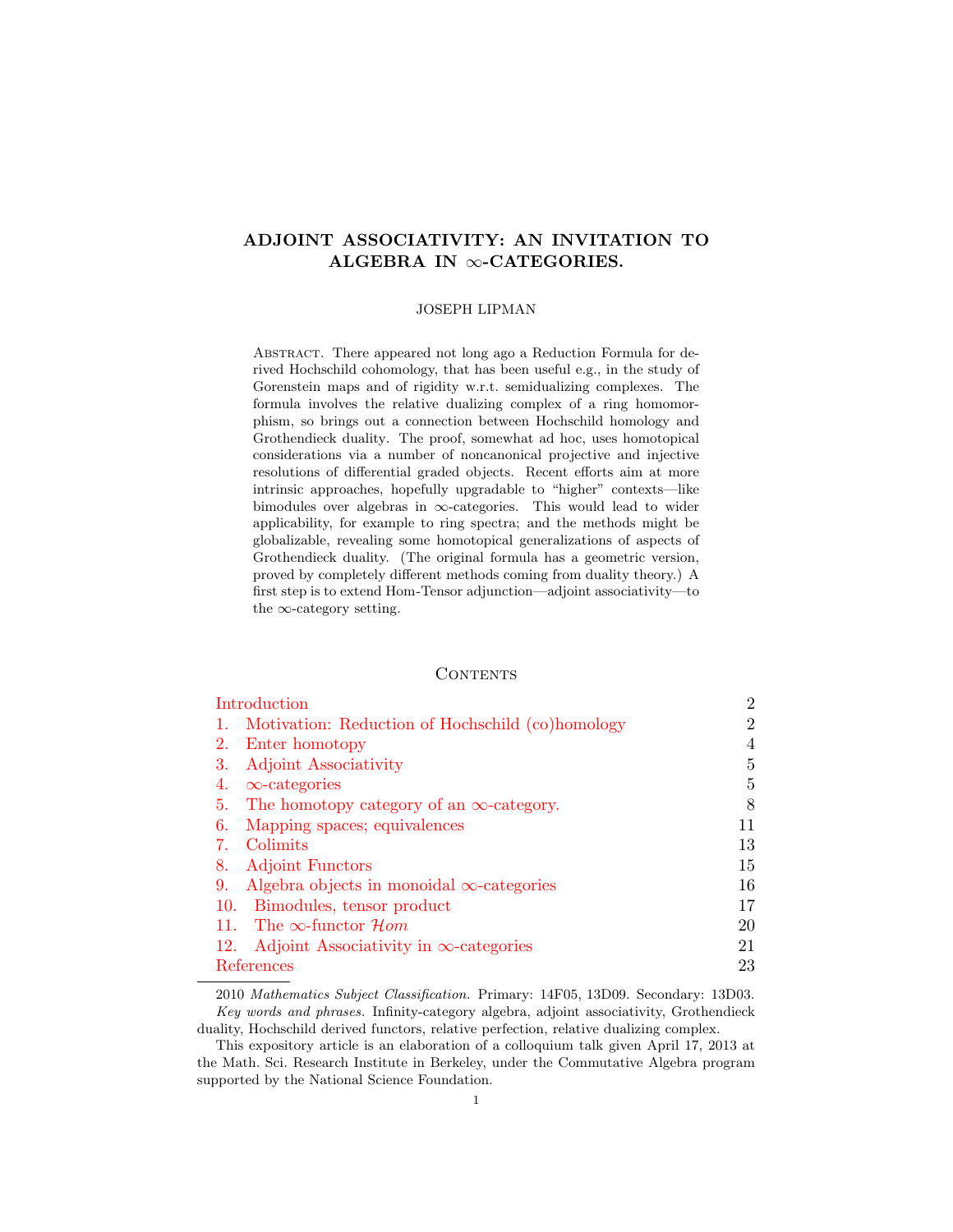# ADJOINT ASSOCIATIVITY: AN INVITATION TO ALGEBRA IN $\infty$-CATEGORIES.

JOSEPH LIPMAN

Abstract. There appeared not long ago a Reduction Formula for derived Hochschild cohomology, that has been useful e.g., in the study of Gorenstein maps and of rigidity w.r.t. semidualizing complexes. The formula involves the relative dualizing complex of a ring homomorphism, so brings out a connection between Hochschild homology and Grothendieck duality. The proof, somewhat ad hoc, uses homotopical considerations via a number of noncanonical projective and injective resolutions of differential graded objects. Recent efforts aim at more intrinsic approaches, hopefully upgradable to "higher" contexts—like bimodules over algebras in $\infty$-categories. This would lead to wider applicability, for example to ring spectra; and the methods might be globalizable, revealing some homotopical generalizations of aspects of Grothendieck duality. (The original formula has a geometric version, proved by completely different methods coming from duality theory.) A first step is to extend Hom-Tensor adjunction—adjoint associativity—to the $\infty$-category setting.

## Contents

| | |
|---|---|
| Introduction | 2 |
| 1. Motivation: Reduction of Hochschild (co)homology | 2 |
| 2. Enter homotopy | 4 |
| 3. Adjoint Associativity | 5 |
| 4. $\infty$-categories | 5 |
| 5. The homotopy category of an $\infty$-category. | 8 |
| 6. Mapping spaces; equivalences | 11 |
| 7. Colimits | 13 |
| 8. Adjoint Functors | 15 |
| 9. Algebra objects in monoidal $\infty$-categories | 16 |
| 10. Bimodules, tensor product | 17 |
| 11. The $\infty$-functor $\mathcal{H}om$ | 20 |
| 12. Adjoint Associativity in $\infty$-categories | 21 |
| References | 23 |

2010 *Mathematics Subject Classification.* Primary: 14F05, 13D09. Secondary: 13D03.

*Key words and phrases.* Infinity-category algebra, adjoint associativity, Grothendieck duality, Hochschild derived functors, relative perfection, relative dualizing complex.

This expository article is an elaboration of a colloquium talk given April 17, 2013 at the Math. Sci. Research Institute in Berkeley, under the Commutative Algebra program supported by the National Science Foundation.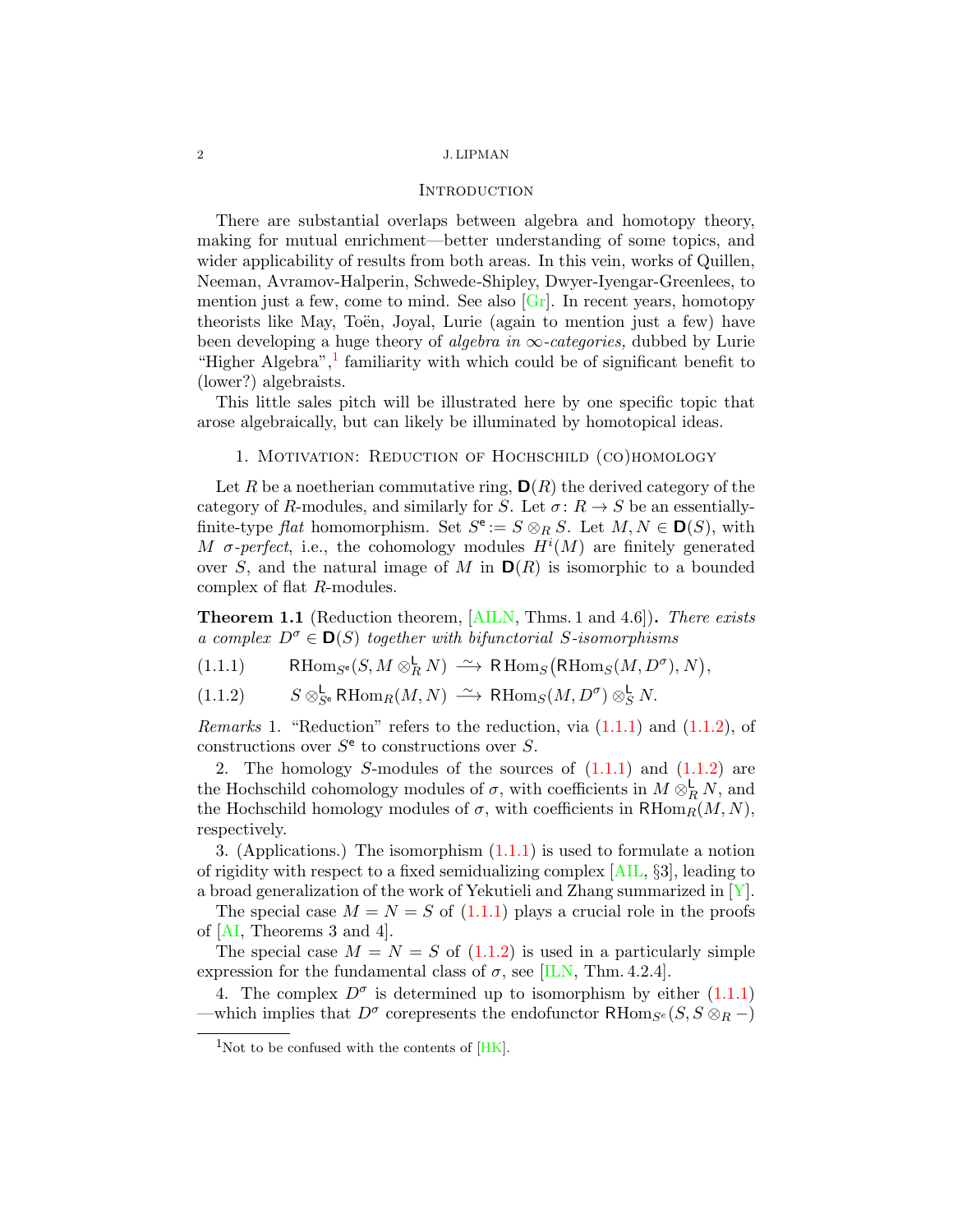## Introduction

There are substantial overlaps between algebra and homotopy theory, making for mutual enrichment—better understanding of some topics, and wider applicability of results from both areas. In this vein, works of Quillen, Neeman, Avramov-Halperin, Schwede-Shipley, Dwyer-Iyengar-Greenlees, to mention just a few, come to mind. See also [Gr]. In recent years, homotopy theorists like May, Toën, Joyal, Lurie (again to mention just a few) have been developing a huge theory of *algebra in* $\infty$*-categories,* dubbed by Lurie "Higher Algebra",[1] familiarity with which could be of significant benefit to (lower?) algebraists.

This little sales pitch will be illustrated here by one specific topic that arose algebraically, but can likely be illuminated by homotopical ideas.

## 1. Motivation: Reduction of Hochschild (co)homology

Let $R$ be a noetherian commutative ring, $\mathbf{D}(R)$ the derived category of the category of $R$-modules, and similarly for $S$. Let $\sigma\colon R \to S$ be an essentially-finite-type *flat* homomorphism. Set $S^{\mathsf{e}} := S \otimes_R S$. Let $M, N \in \mathbf{D}(S)$, with $M$ $\sigma$*-perfect*, i.e., the cohomology modules $H^i(M)$ are finitely generated over $S$, and the natural image of $M$ in $\mathbf{D}(R)$ is isomorphic to a bounded complex of flat $R$-modules.

**Theorem 1.1** (Reduction theorem, [AILN, Thms. 1 and 4.6])**.** *There exists a complex* $D^\sigma \in \mathbf{D}(S)$ *together with bifunctorial* $S$*-isomorphisms*

$$\mathsf{RHom}_{S^{\mathsf{e}}}(S, M \otimes^{\mathsf{L}}_R N) \xrightarrow{\ \sim\ } \mathsf{R}\operatorname{Hom}_S\big(\mathsf{RHom}_S(M, D^\sigma), N\big), \tag{1.1.1}$$

$$S \otimes^{\mathsf{L}}_{S^{\mathsf{e}}} \mathsf{RHom}_R(M, N) \xrightarrow{\ \sim\ } \mathsf{RHom}_S(M, D^\sigma) \otimes^{\mathsf{L}}_S N. \tag{1.1.2}$$

*Remarks* 1. "Reduction" refers to the reduction, via (1.1.1) and (1.1.2), of constructions over $S^{\mathsf{e}}$ to constructions over $S$.

2. The homology $S$-modules of the sources of (1.1.1) and (1.1.2) are the Hochschild cohomology modules of $\sigma$, with coefficients in $M \otimes^{\mathsf{L}}_R N$, and the Hochschild homology modules of $\sigma$, with coefficients in $\mathsf{RHom}_R(M, N)$, respectively.

3. (Applications.) The isomorphism (1.1.1) is used to formulate a notion of rigidity with respect to a fixed semidualizing complex [AIL, §3], leading to a broad generalization of the work of Yekutieli and Zhang summarized in [Y].

The special case $M = N = S$ of (1.1.1) plays a crucial role in the proofs of [AI, Theorems 3 and 4].

The special case $M = N = S$ of (1.1.2) is used in a particularly simple expression for the fundamental class of $\sigma$, see [ILN, Thm. 4.2.4].

4. The complex $D^\sigma$ is determined up to isomorphism by either (1.1.1) —which implies that $D^\sigma$ corepresents the endofunctor $\mathsf{RHom}_{S^e}(S, S \otimes_R -)$

[1] Not to be confused with the contents of [HK].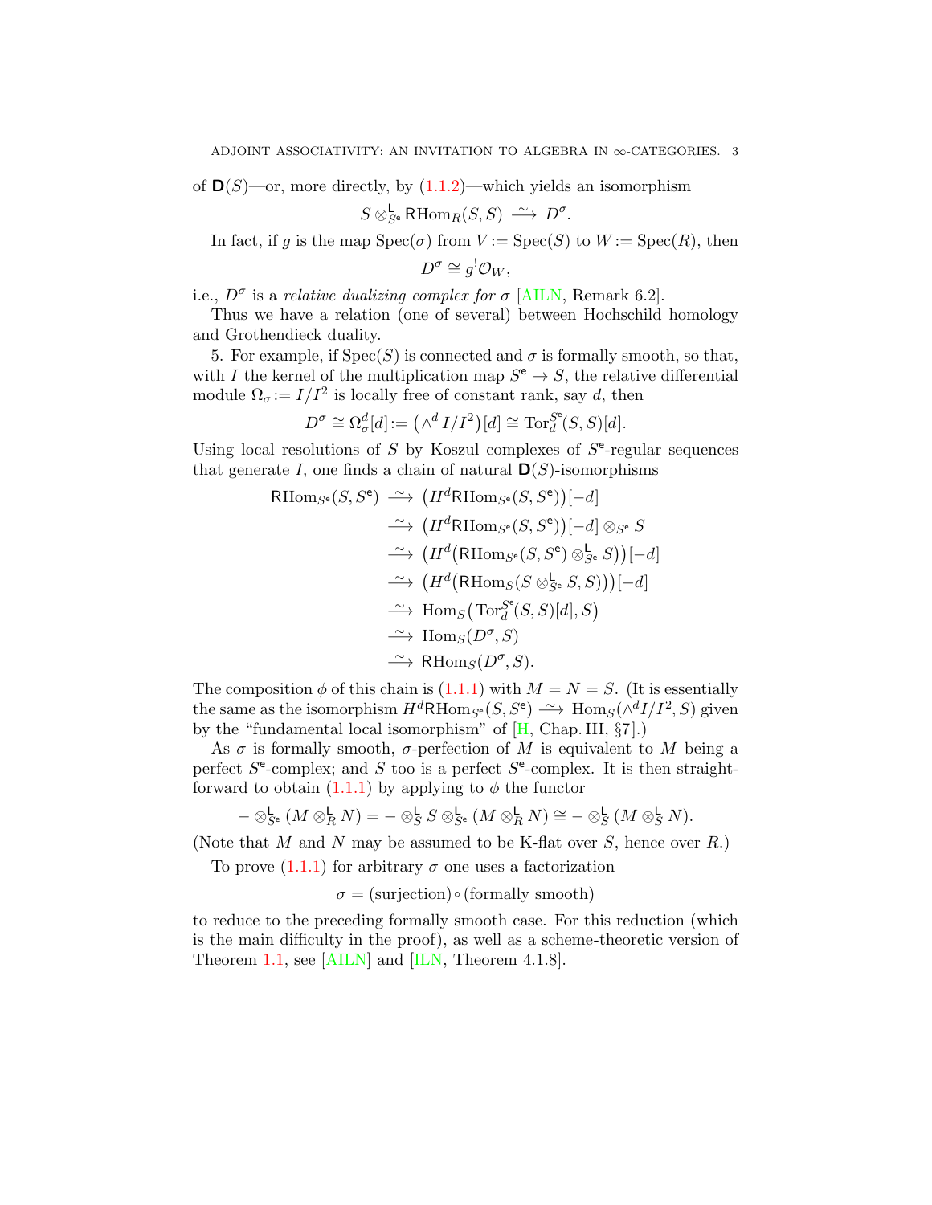of $\mathbf{D}(S)$—or, more directly, by (1.1.2)—which yields an isomorphism

$$S \otimes^{\mathsf{L}}_{S^{\mathsf{e}}} \mathsf{R}\mathrm{Hom}_R(S,S) \xrightarrow{\ \sim\ } D^\sigma.$$

In fact, if $g$ is the map $\mathrm{Spec}(\sigma)$ from $V := \mathrm{Spec}(S)$ to $W := \mathrm{Spec}(R)$, then

$$D^\sigma \cong g^!\mathcal{O}_W,$$

i.e., $D^\sigma$ is a *relative dualizing complex for* $\sigma$ [AILN, Remark 6.2].

Thus we have a relation (one of several) between Hochschild homology and Grothendieck duality.

5. For example, if $\mathrm{Spec}(S)$ is connected and $\sigma$ is formally smooth, so that, with $I$ the kernel of the multiplication map $S^{\mathsf{e}} \to S$, the relative differential module $\Omega_\sigma := I/I^2$ is locally free of constant rank, say $d$, then

$$D^\sigma \cong \Omega^d_\sigma[d] := \big(\wedge^d I/I^2\big)[d] \cong \mathrm{Tor}^{S^{\mathsf{e}}}_d(S,S)[d].$$

Using local resolutions of $S$ by Koszul complexes of $S^{\mathsf{e}}$-regular sequences that generate $I$, one finds a chain of natural $\mathbf{D}(S)$-isomorphisms

$$\begin{aligned}
\mathsf{R}\mathrm{Hom}_{S^{\mathsf{e}}}(S,S^{\mathsf{e}}) &\xrightarrow{\ \sim\ } \big(H^d\mathsf{R}\mathrm{Hom}_{S^{\mathsf{e}}}(S,S^{\mathsf{e}})\big)[-d]\\
&\xrightarrow{\ \sim\ } \big(H^d\mathsf{R}\mathrm{Hom}_{S^{\mathsf{e}}}(S,S^{\mathsf{e}})\big)[-d] \otimes_{S^{\mathsf{e}}} S\\
&\xrightarrow{\ \sim\ } \big(H^d\big(\mathsf{R}\mathrm{Hom}_{S^{\mathsf{e}}}(S,S^{\mathsf{e}}) \otimes^{\mathsf{L}}_{S^{\mathsf{e}}} S\big)\big)[-d]\\
&\xrightarrow{\ \sim\ } \big(H^d\big(\mathsf{R}\mathrm{Hom}_S(S \otimes^{\mathsf{L}}_{S^{\mathsf{e}}} S, S)\big)\big)[-d]\\
&\xrightarrow{\ \sim\ } \mathrm{Hom}_S\big(\mathrm{Tor}^{S^{\mathsf{e}}}_d(S,S)[d], S\big)\\
&\xrightarrow{\ \sim\ } \mathrm{Hom}_S(D^\sigma, S)\\
&\xrightarrow{\ \sim\ } \mathsf{R}\mathrm{Hom}_S(D^\sigma, S).
\end{aligned}$$

The composition $\phi$ of this chain is (1.1.1) with $M = N = S$. (It is essentially the same as the isomorphism $H^d\mathsf{R}\mathrm{Hom}_{S^{\mathsf{e}}}(S,S^{\mathsf{e}}) \xrightarrow{\ \sim\ } \mathrm{Hom}_S(\wedge^d I/I^2, S)$ given by the "fundamental local isomorphism" of [H, Chap. III, §7].)

As $\sigma$ is formally smooth, $\sigma$-perfection of $M$ is equivalent to $M$ being a perfect $S^{\mathsf{e}}$-complex; and $S$ too is a perfect $S^{\mathsf{e}}$-complex. It is then straightforward to obtain (1.1.1) by applying to $\phi$ the functor

$$- \otimes^{\mathsf{L}}_{S^{\mathsf{e}}} (M \otimes^{\mathsf{L}}_R N) = - \otimes^{\mathsf{L}}_S S \otimes^{\mathsf{L}}_{S^{\mathsf{e}}} (M \otimes^{\mathsf{L}}_R N) \cong - \otimes^{\mathsf{L}}_S (M \otimes^{\mathsf{L}}_S N).$$

(Note that $M$ and $N$ may be assumed to be K-flat over $S$, hence over $R$.)

To prove (1.1.1) for arbitrary $\sigma$ one uses a factorization

$$\sigma = (\text{surjection}) \circ (\text{formally smooth})$$

to reduce to the preceding formally smooth case. For this reduction (which is the main difficulty in the proof), as well as a scheme-theoretic version of Theorem 1.1, see [AILN] and [ILN, Theorem 4.1.8].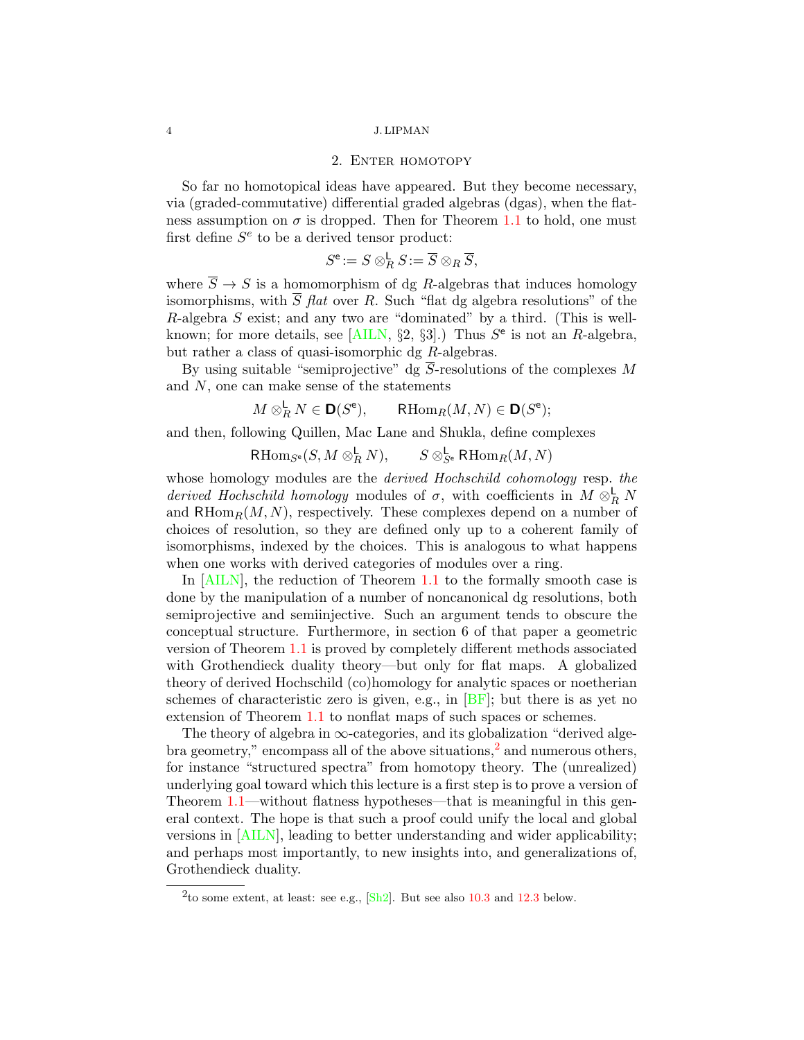## 2. Enter homotopy

So far no homotopical ideas have appeared. But they become necessary, via (graded-commutative) differential graded algebras (dgas), when the flatness assumption on $\sigma$ is dropped. Then for Theorem 1.1 to hold, one must first define $S^e$ to be a derived tensor product:

$$S^{\mathsf{e}} := S \otimes^{\mathsf{L}}_R S := \overline{S} \otimes_R \overline{S},$$

where $\overline{S} \to S$ is a homomorphism of dg $R$-algebras that induces homology isomorphisms, with $\overline{S}$ *flat* over $R$. Such "flat dg algebra resolutions" of the $R$-algebra $S$ exist; and any two are "dominated" by a third. (This is well-known; for more details, see [AILN, §2, §3].) Thus $S^{\mathsf{e}}$ is not an $R$-algebra, but rather a class of quasi-isomorphic dg $R$-algebras.

By using suitable "semiprojective" dg $\overline{S}$-resolutions of the complexes $M$ and $N$, one can make sense of the statements

$$M \otimes^{\mathsf{L}}_R N \in \mathbf{D}(S^{\mathsf{e}}), \qquad \mathsf{R}\mathrm{Hom}_R(M, N) \in \mathbf{D}(S^{\mathsf{e}});$$

and then, following Quillen, Mac Lane and Shukla, define complexes

$$\mathsf{R}\mathrm{Hom}_{S^{\mathsf{e}}}(S, M \otimes^{\mathsf{L}}_R N), \qquad S \otimes^{\mathsf{L}}_{S^{\mathsf{e}}} \mathsf{R}\mathrm{Hom}_R(M, N)$$

whose homology modules are the *derived Hochschild cohomology* resp. *the derived Hochschild homology* modules of $\sigma$, with coefficients in $M \otimes^{\mathsf{L}}_R N$ and $\mathsf{R}\mathrm{Hom}_R(M, N)$, respectively. These complexes depend on a number of choices of resolution, so they are defined only up to a coherent family of isomorphisms, indexed by the choices. This is analogous to what happens when one works with derived categories of modules over a ring.

In [AILN], the reduction of Theorem 1.1 to the formally smooth case is done by the manipulation of a number of noncanonical dg resolutions, both semiprojective and semiinjective. Such an argument tends to obscure the conceptual structure. Furthermore, in section 6 of that paper a geometric version of Theorem 1.1 is proved by completely different methods associated with Grothendieck duality theory—but only for flat maps. A globalized theory of derived Hochschild (co)homology for analytic spaces or noetherian schemes of characteristic zero is given, e.g., in [BF]; but there is as yet no extension of Theorem 1.1 to nonflat maps of such spaces or schemes.

The theory of algebra in $\infty$-categories, and its globalization "derived algebra geometry," encompass all of the above situations,[2] and numerous others, for instance "structured spectra" from homotopy theory. The (unrealized) underlying goal toward which this lecture is a first step is to prove a version of Theorem 1.1—without flatness hypotheses—that is meaningful in this general context. The hope is that such a proof could unify the local and global versions in [AILN], leading to better understanding and wider applicability; and perhaps most importantly, to new insights into, and generalizations of, Grothendieck duality.

[2] to some extent, at least: see e.g., [Sh2]. But see also 10.3 and 12.3 below.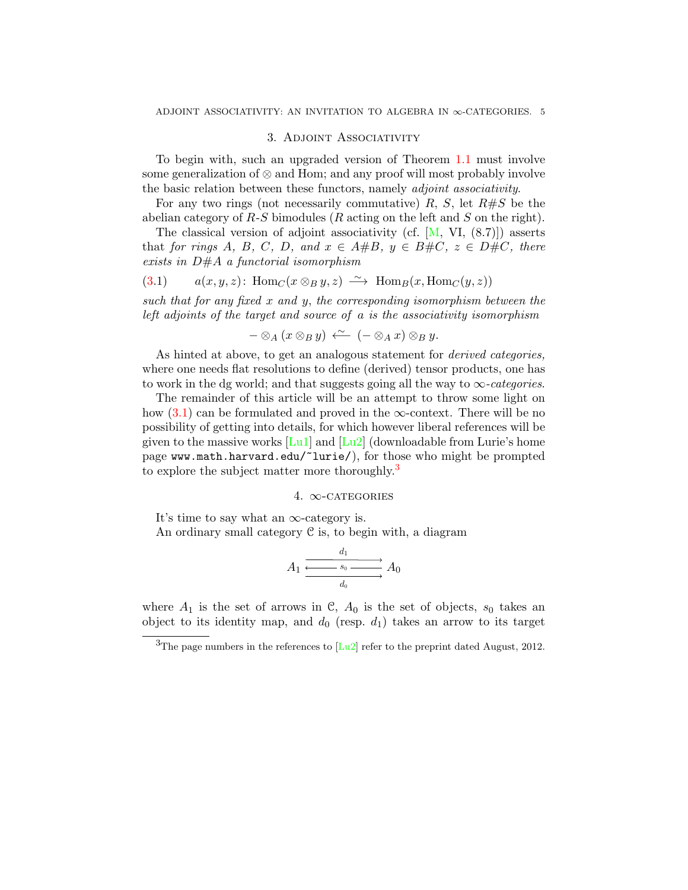## 3. Adjoint Associativity

To begin with, such an upgraded version of Theorem 1.1 must involve some generalization of $\otimes$ and Hom; and any proof will most probably involve the basic relation between these functors, namely *adjoint associativity*.

For any two rings (not necessarily commutative) $R$, $S$, let $R\#S$ be the abelian category of $R$-$S$ bimodules ($R$ acting on the left and $S$ on the right).

The classical version of adjoint associativity (cf. [M, VI, (8.7)]) asserts that *for rings $A$, $B$, $C$, $D$, and $x \in A\#B$, $y \in B\#C$, $z \in D\#C$, there exists in $D\#A$ a functorial isomorphism*

$$a(x,y,z)\colon \operatorname{Hom}_C(x \otimes_B y, z) \xrightarrow{\ \sim\ } \operatorname{Hom}_B(x, \operatorname{Hom}_C(y,z)) \tag{3.1}$$

*such that for any fixed $x$ and $y$, the corresponding isomorphism between the left adjoints of the target and source of $a$ is the associativity isomorphism*

$$- \otimes_A (x \otimes_B y) \xleftarrow{\ \sim\ } (- \otimes_A x) \otimes_B y.$$

As hinted at above, to get an analogous statement for *derived categories,* where one needs flat resolutions to define (derived) tensor products, one has to work in the dg world; and that suggests going all the way to $\infty$-*categories*.

The remainder of this article will be an attempt to throw some light on how (3.1) can be formulated and proved in the $\infty$-context. There will be no possibility of getting into details, for which however liberal references will be given to the massive works [Lu1] and [Lu2] (downloadable from Lurie's home page `www.math.harvard.edu/~lurie/`), for those who might be prompted to explore the subject matter more thoroughly.[3]

## 4. $\infty$-categories

It's time to say what an $\infty$-category is.

An ordinary small category $\mathcal{C}$ is, to begin with, a diagram

$$A_1 \; \underset{d_0}{\overset{d_1}{\begin{smallmatrix}\longrightarrow \\ \xleftarrow{\;s_0\;} \\ \longrightarrow\end{smallmatrix}}} \; A_0$$

where $A_1$ is the set of arrows in $\mathcal{C}$, $A_0$ is the set of objects, $s_0$ takes an object to its identity map, and $d_0$ (resp. $d_1$) takes an arrow to its target

---

[3] The page numbers in the references to [Lu2] refer to the preprint dated August, 2012.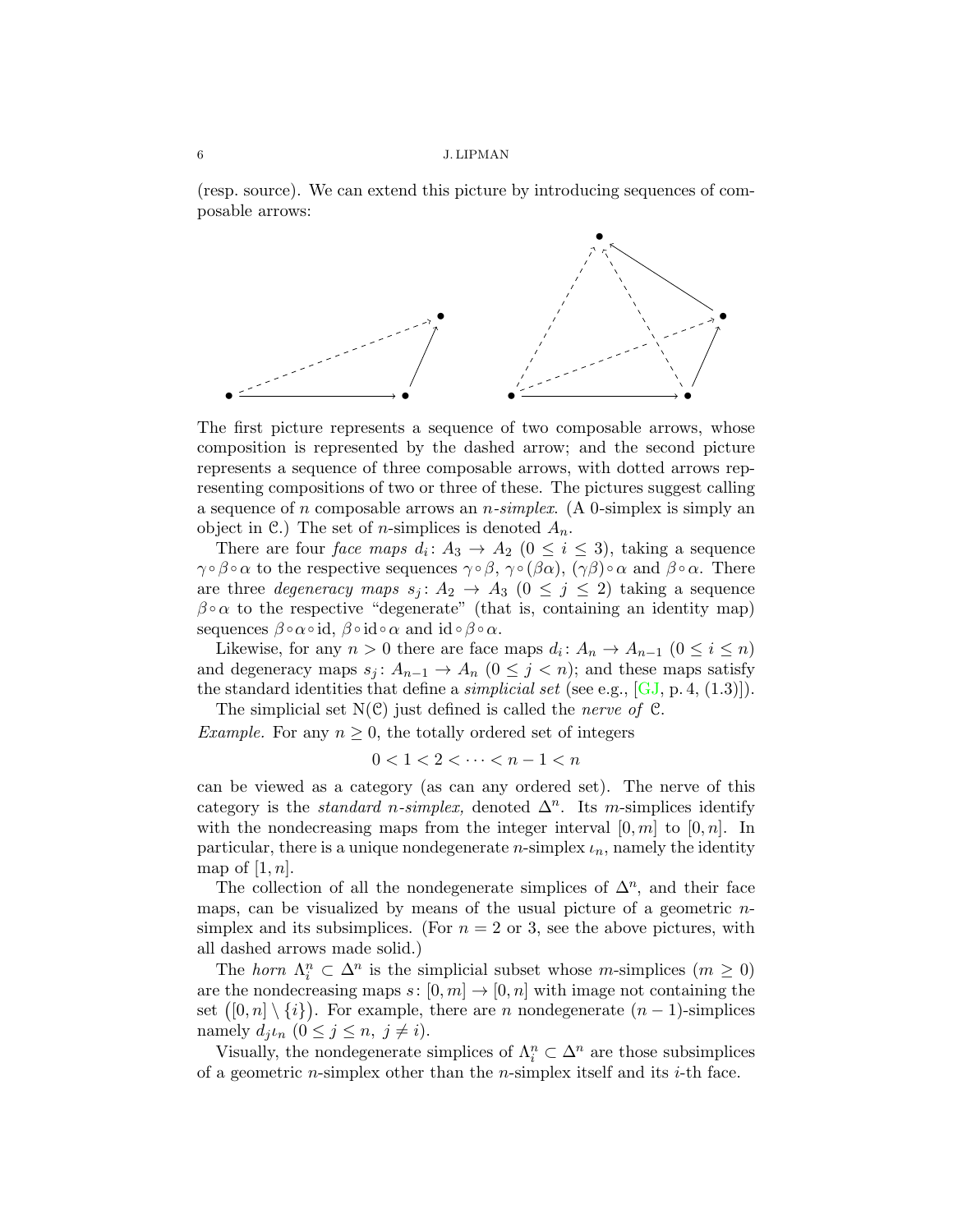(resp. source). We can extend this picture by introducing sequences of composable arrows:

The first picture represents a sequence of two composable arrows, whose composition is represented by the dashed arrow; and the second picture represents a sequence of three composable arrows, with dotted arrows representing compositions of two or three of these. The pictures suggest calling a sequence of $n$ composable arrows an *$n$-simplex*. (A 0-simplex is simply an object in $\mathcal{C}$.) The set of $n$-simplices is denoted $A_n$.

There are four *face maps* $d_i \colon A_3 \to A_2$ $(0 \le i \le 3)$, taking a sequence $\gamma \circ \beta \circ \alpha$ to the respective sequences $\gamma \circ \beta$, $\gamma \circ (\beta\alpha)$, $(\gamma\beta) \circ \alpha$ and $\beta \circ \alpha$. There are three *degeneracy maps* $s_j \colon A_2 \to A_3$ $(0 \le j \le 2)$ taking a sequence $\beta \circ \alpha$ to the respective "degenerate" (that is, containing an identity map) sequences $\beta \circ \alpha \circ \mathrm{id}$, $\beta \circ \mathrm{id} \circ \alpha$ and $\mathrm{id} \circ \beta \circ \alpha$.

Likewise, for any $n > 0$ there are face maps $d_i \colon A_n \to A_{n-1}$ $(0 \le i \le n)$ and degeneracy maps $s_j \colon A_{n-1} \to A_n$ $(0 \le j < n)$; and these maps satisfy the standard identities that define a *simplicial set* (see e.g., [GJ, p. 4, (1.3)]).

The simplicial set $\mathrm{N}(\mathcal{C})$ just defined is called the *nerve of* $\mathcal{C}$.

*Example.* For any $n \ge 0$, the totally ordered set of integers

$$0 < 1 < 2 < \cdots < n-1 < n$$

can be viewed as a category (as can any ordered set). The nerve of this category is the *standard $n$-simplex,* denoted $\Delta^n$. Its $m$-simplices identify with the nondecreasing maps from the integer interval $[0, m]$ to $[0, n]$. In particular, there is a unique nondegenerate $n$-simplex $\iota_n$, namely the identity map of $[1, n]$.

The collection of all the nondegenerate simplices of $\Delta^n$, and their face maps, can be visualized by means of the usual picture of a geometric $n$-simplex and its subsimplices. (For $n = 2$ or 3, see the above pictures, with all dashed arrows made solid.)

The *horn* $\Lambda^n_i \subset \Delta^n$ is the simplicial subset whose $m$-simplices $(m \ge 0)$ are the nondecreasing maps $s \colon [0, m] \to [0, n]$ with image not containing the set $\big([0, n] \setminus \{i\}\big)$. For example, there are $n$ nondegenerate $(n-1)$-simplices namely $d_j\iota_n$ $(0 \le j \le n,\ j \ne i)$.

Visually, the nondegenerate simplices of $\Lambda^n_i \subset \Delta^n$ are those subsimplices of a geometric $n$-simplex other than the $n$-simplex itself and its $i$-th face.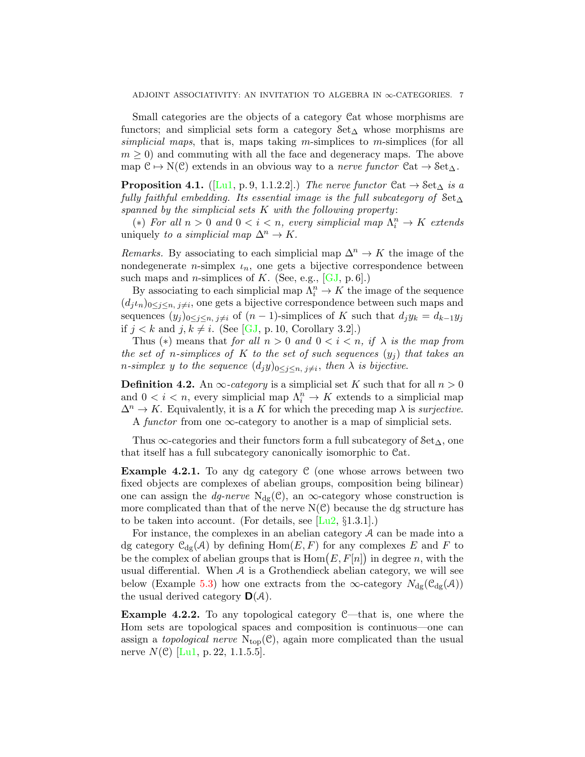Small categories are the objects of a category $\mathcal{C}\mathrm{at}$ whose morphisms are functors; and simplicial sets form a category $\mathcal{S}\mathrm{et}_\Delta$ whose morphisms are *simplicial maps*, that is, maps taking $m$-simplices to $m$-simplices (for all $m \geq 0$) and commuting with all the face and degeneracy maps. The above map $\mathcal{C} \mapsto \mathrm{N}(\mathcal{C})$ extends in an obvious way to a *nerve functor* $\mathcal{C}\mathrm{at} \to \mathcal{S}\mathrm{et}_\Delta$.

**Proposition 4.1.** ([Lu1, p. 9, 1.1.2.2].) *The nerve functor $\mathcal{C}\mathrm{at} \to \mathcal{S}\mathrm{et}_\Delta$ is a fully faithful embedding. Its essential image is the full subcategory of $\mathcal{S}\mathrm{et}_\Delta$ spanned by the simplicial sets $K$ with the following property*:

$(*)$ *For all $n > 0$ and $0 < i < n$, every simplicial map $\Lambda^n_i \to K$ extends* uniquely *to a simplicial map $\Delta^n \to K$.*

*Remarks.* By associating to each simplicial map $\Delta^n \to K$ the image of the nondegenerate $n$-simplex $\iota_n$, one gets a bijective correspondence between such maps and $n$-simplices of $K$. (See, e.g., [GJ, p. 6].)

By associating to each simplicial map $\Lambda^n_i \to K$ the image of the sequence $(d_j\iota_n)_{0\le j\le n,\, j\ne i}$, one gets a bijective correspondence between such maps and sequences $(y_j)_{0\le j\le n,\, j\ne i}$ of $(n-1)$-simplices of $K$ such that $d_j y_k = d_{k-1} y_j$ if $j < k$ and $j, k \neq i$. (See [GJ, p. 10, Corollary 3.2].)

Thus $(*)$ means that *for all $n > 0$ and $0 < i < n$, if $\lambda$ is the map from the set of $n$-simplices of $K$ to the set of such sequences $(y_j)$ that takes an $n$-simplex $y$ to the sequence $(d_j y)_{0\le j\le n,\, j\ne i}$, then $\lambda$ is bijective.*

**Definition 4.2.** An *$\infty$-category* is a simplicial set $K$ such that for all $n > 0$ and $0 < i < n$, every simplicial map $\Lambda^n_i \to K$ extends to a simplicial map $\Delta^n \to K$. Equivalently, it is a $K$ for which the preceding map $\lambda$ is *surjective*.

A *functor* from one $\infty$-category to another is a map of simplicial sets.

Thus $\infty$-categories and their functors form a full subcategory of $\mathcal{S}\mathrm{et}_\Delta$, one that itself has a full subcategory canonically isomorphic to $\mathcal{C}\mathrm{at}$.

**Example 4.2.1.** To any dg category $\mathcal{C}$ (one whose arrows between two fixed objects are complexes of abelian groups, composition being bilinear) one can assign the *dg-nerve* $\mathrm{N}_{\mathrm{dg}}(\mathcal{C})$, an $\infty$-category whose construction is more complicated than that of the nerve $\mathrm{N}(\mathcal{C})$ because the dg structure has to be taken into account. (For details, see [Lu2, §1.3.1].)

For instance, the complexes in an abelian category $\mathcal{A}$ can be made into a dg category $\mathcal{C}_{\mathrm{dg}}(\mathcal{A})$ by defining $\mathrm{Hom}(E, F)$ for any complexes $E$ and $F$ to be the complex of abelian groups that is $\mathrm{Hom}\big(E, F[n]\big)$ in degree $n$, with the usual differential. When $\mathcal{A}$ is a Grothendieck abelian category, we will see below (Example 5.3) how one extracts from the $\infty$-category $N_{\mathrm{dg}}(\mathcal{C}_{\mathrm{dg}}(\mathcal{A}))$ the usual derived category $\mathbf{D}(\mathcal{A})$.

**Example 4.2.2.** To any topological category $\mathcal{C}$—that is, one where the Hom sets are topological spaces and composition is continuous—one can assign a *topological nerve* $\mathrm{N}_{\mathrm{top}}(\mathcal{C})$, again more complicated than the usual nerve $N(\mathcal{C})$ [Lu1, p. 22, 1.1.5.5].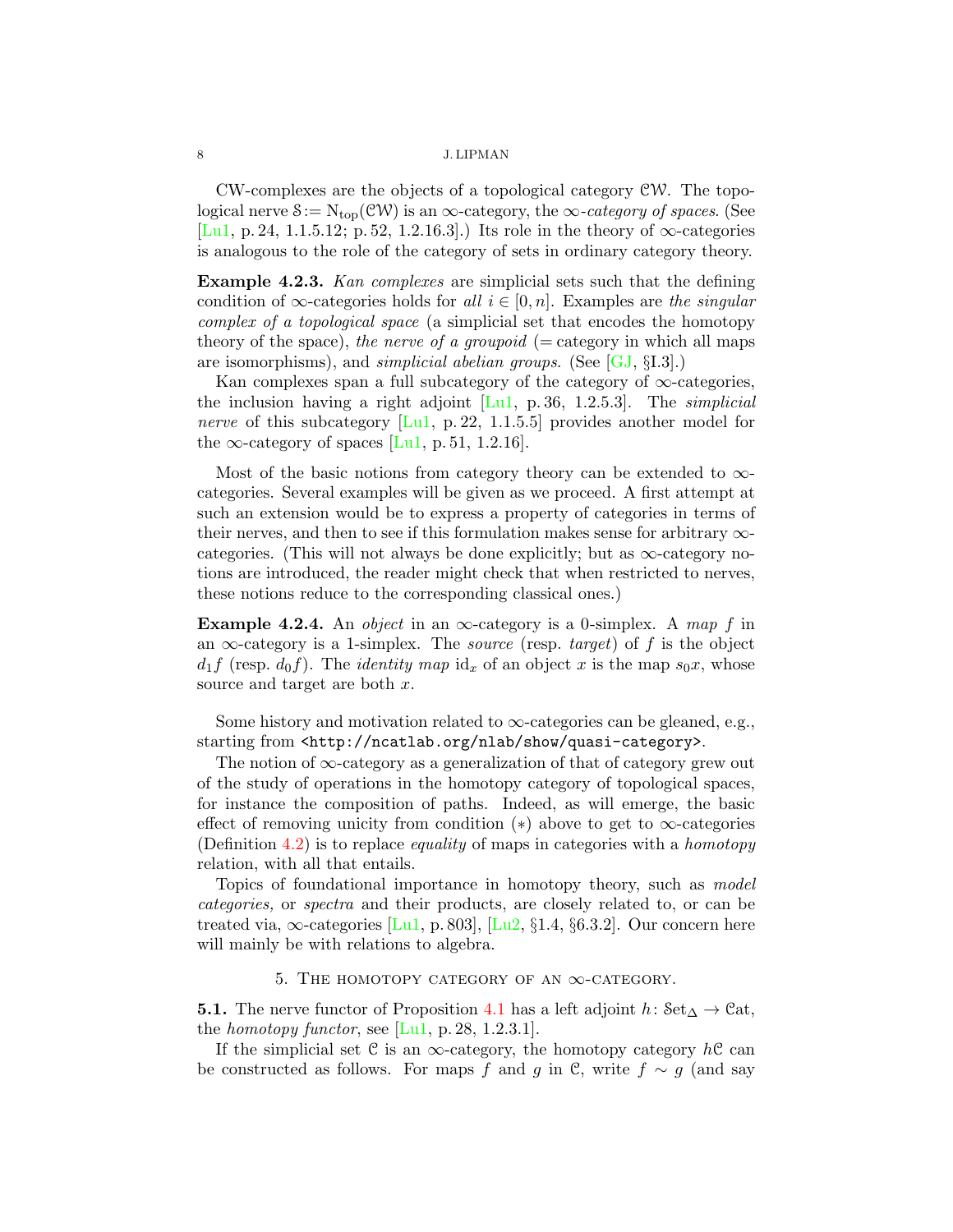CW-complexes are the objects of a topological category $\mathcal{CW}$. The topological nerve $\mathcal{S} := \mathrm{N}_{\mathrm{top}}(\mathcal{CW})$ is an $\infty$-category, the *$\infty$-category of spaces.* (See [Lu1, p. 24, 1.1.5.12; p. 52, 1.2.16.3].) Its role in the theory of $\infty$-categories is analogous to the role of the category of sets in ordinary category theory.

**Example 4.2.3.** *Kan complexes* are simplicial sets such that the defining condition of $\infty$-categories holds for *all* $i \in [0, n]$. Examples are *the singular complex of a topological space* (a simplicial set that encodes the homotopy theory of the space), *the nerve of a groupoid* (= category in which all maps are isomorphisms), and *simplicial abelian groups.* (See [GJ, §I.3].)

Kan complexes span a full subcategory of the category of $\infty$-categories, the inclusion having a right adjoint [Lu1, p. 36, 1.2.5.3]. The *simplicial nerve* of this subcategory [Lu1, p. 22, 1.1.5.5] provides another model for the $\infty$-category of spaces [Lu1, p. 51, 1.2.16].

Most of the basic notions from category theory can be extended to $\infty$-categories. Several examples will be given as we proceed. A first attempt at such an extension would be to express a property of categories in terms of their nerves, and then to see if this formulation makes sense for arbitrary $\infty$-categories. (This will not always be done explicitly; but as $\infty$-category notions are introduced, the reader might check that when restricted to nerves, these notions reduce to the corresponding classical ones.)

**Example 4.2.4.** An *object* in an $\infty$-category is a 0-simplex. A *map* $f$ in an $\infty$-category is a 1-simplex. The *source* (resp. *target*) of $f$ is the object $d_1 f$ (resp. $d_0 f$). The *identity map* $\mathrm{id}_x$ of an object $x$ is the map $s_0 x$, whose source and target are both $x$.

Some history and motivation related to $\infty$-categories can be gleaned, e.g., starting from `<http://ncatlab.org/nlab/show/quasi-category>`.

The notion of $\infty$-category as a generalization of that of category grew out of the study of operations in the homotopy category of topological spaces, for instance the composition of paths. Indeed, as will emerge, the basic effect of removing unicity from condition $(*)$ above to get to $\infty$-categories (Definition 4.2) is to replace *equality* of maps in categories with a *homotopy* relation, with all that entails.

Topics of foundational importance in homotopy theory, such as *model categories,* or *spectra* and their products, are closely related to, or can be treated via, $\infty$-categories [Lu1, p. 803], [Lu2, §1.4, §6.3.2]. Our concern here will mainly be with relations to algebra.

## 5. The homotopy category of an $\infty$-category.

**5.1.** The nerve functor of Proposition 4.1 has a left adjoint $h\colon \mathcal{S}\mathrm{et}_\Delta \to \mathcal{C}\mathrm{at}$, the *homotopy functor*, see [Lu1, p. 28, 1.2.3.1].

If the simplicial set $\mathcal{C}$ is an $\infty$-category, the homotopy category $h\mathcal{C}$ can be constructed as follows. For maps $f$ and $g$ in $\mathcal{C}$, write $f \sim g$ (and say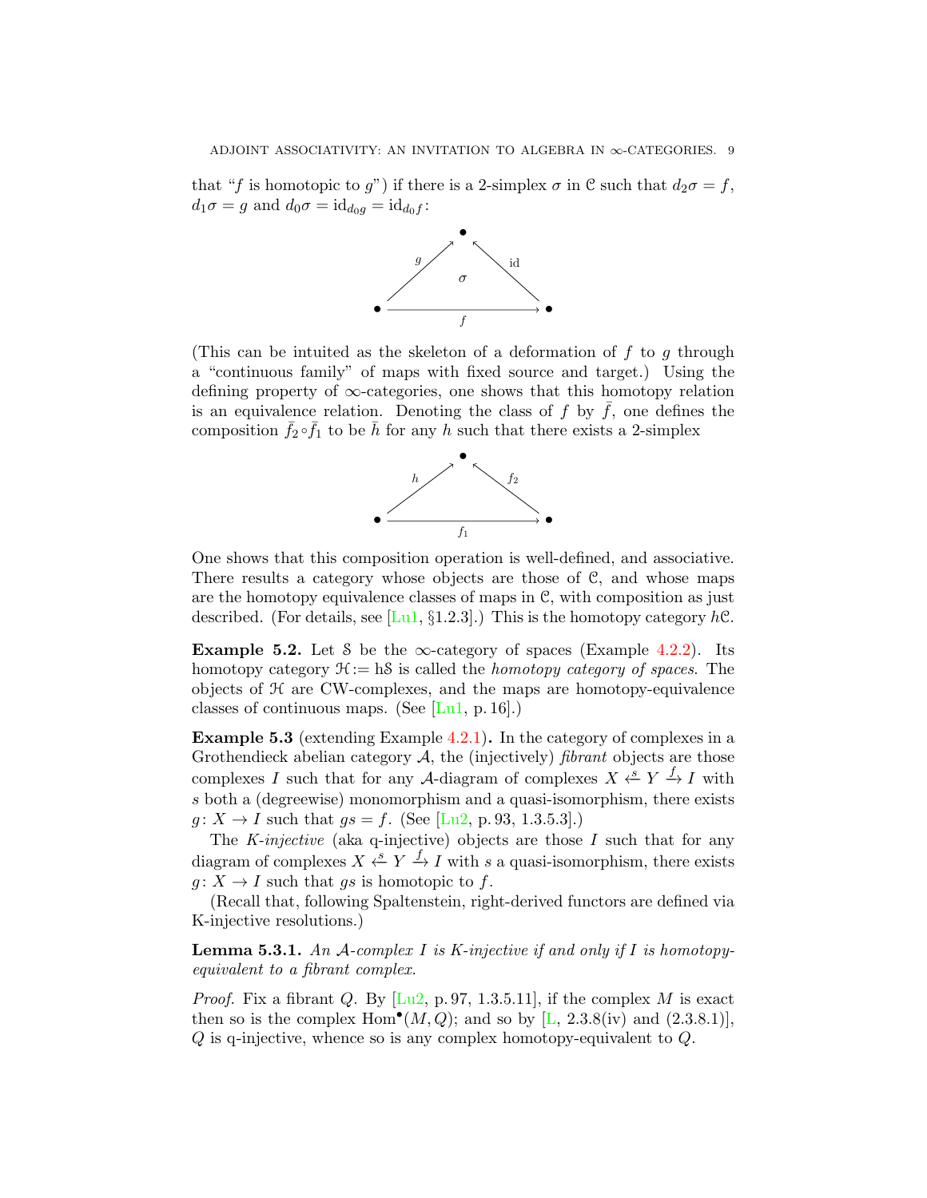that "$f$ is homotopic to $g$") if there is a 2-simplex $\sigma$ in $\mathcal{C}$ such that $d_2\sigma = f$, $d_1\sigma = g$ and $d_0\sigma = \mathrm{id}_{d_0 g} = \mathrm{id}_{d_0 f}$:

$$
\begin{array}{ccc}
 & \bullet & \\
{\scriptstyle g}\nearrow & \sigma & \nwarrow{\scriptstyle \mathrm{id}} \\
\bullet & \xrightarrow[f]{} & \bullet
\end{array}
$$

(This can be intuited as the skeleton of a deformation of $f$ to $g$ through a "continuous family" of maps with fixed source and target.) Using the defining property of $\infty$-categories, one shows that this homotopy relation is an equivalence relation. Denoting the class of $f$ by $\bar{f}$, one defines the composition $\bar{f}_2 \circ \bar{f}_1$ to be $\bar{h}$ for any $h$ such that there exists a 2-simplex

$$
\begin{array}{ccc}
 & \bullet & \\
{\scriptstyle h}\nearrow & & \nwarrow{\scriptstyle f_2} \\
\bullet & \xrightarrow[f_1]{} & \bullet
\end{array}
$$

One shows that this composition operation is well-defined, and associative. There results a category whose objects are those of $\mathcal{C}$, and whose maps are the homotopy equivalence classes of maps in $\mathcal{C}$, with composition as just described. (For details, see [Lu1, §1.2.3].) This is the homotopy category $h\mathcal{C}$.

**Example 5.2.** Let $\mathcal{S}$ be the $\infty$-category of spaces (Example 4.2.2). Its homotopy category $\mathcal{H} := \mathrm{h}\mathcal{S}$ is called the *homotopy category of spaces*. The objects of $\mathcal{H}$ are CW-complexes, and the maps are homotopy-equivalence classes of continuous maps. (See [Lu1, p. 16].)

**Example 5.3** (extending Example 4.2.1)**.** In the category of complexes in a Grothendieck abelian category $\mathcal{A}$, the (injectively) *fibrant* objects are those complexes $I$ such that for any $\mathcal{A}$-diagram of complexes $X \overset{s}{\hookleftarrow} Y \xrightarrow{f} I$ with $s$ both a (degreewise) monomorphism and a quasi-isomorphism, there exists $g\colon X \to I$ such that $gs = f$. (See [Lu2, p. 93, 1.3.5.3].)

The *K-injective* (aka q-injective) objects are those $I$ such that for any diagram of complexes $X \overset{s}{\leftarrow} Y \xrightarrow{f} I$ with $s$ a quasi-isomorphism, there exists $g\colon X \to I$ such that $gs$ is homotopic to $f$.

(Recall that, following Spaltenstein, right-derived functors are defined via K-injective resolutions.)

**Lemma 5.3.1.** *An $\mathcal{A}$-complex $I$ is K-injective if and only if $I$ is homotopy-equivalent to a fibrant complex.*

*Proof.* Fix a fibrant $Q$. By [Lu2, p. 97, 1.3.5.11], if the complex $M$ is exact then so is the complex $\mathrm{Hom}^\bullet(M, Q)$; and so by [L, 2.3.8(iv) and (2.3.8.1)], $Q$ is q-injective, whence so is any complex homotopy-equivalent to $Q$.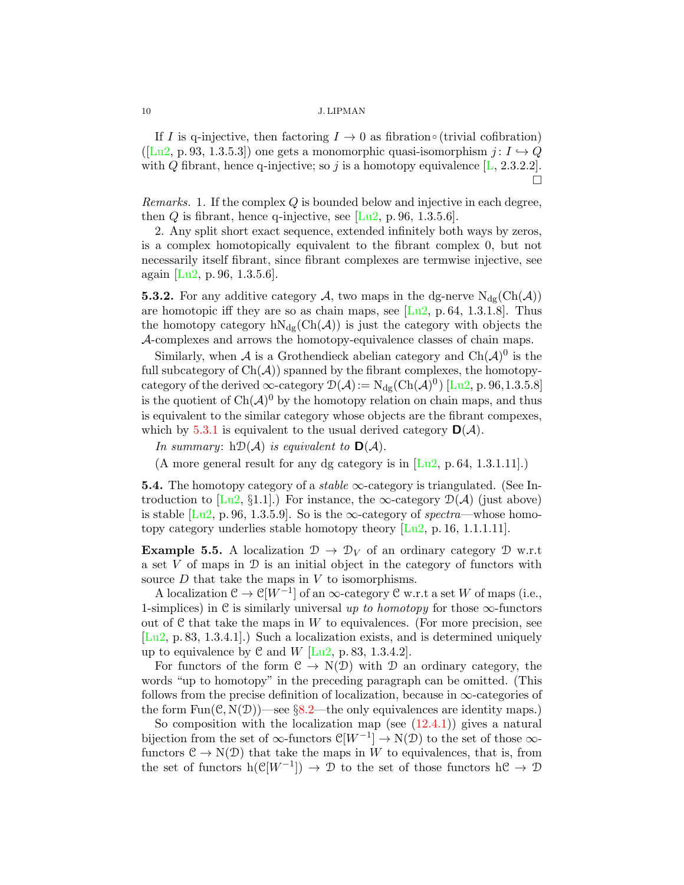If $I$ is q-injective, then factoring $I \to 0$ as fibration $\circ$ (trivial cofibration) ([Lu2, p. 93, 1.3.5.3]) one gets a monomorphic quasi-isomorphism $j\colon I \hookrightarrow Q$ with $Q$ fibrant, hence q-injective; so $j$ is a homotopy equivalence [L, 2.3.2.2]. □

*Remarks.* 1. If the complex $Q$ is bounded below and injective in each degree, then $Q$ is fibrant, hence q-injective, see [Lu2, p. 96, 1.3.5.6].

2. Any split short exact sequence, extended infinitely both ways by zeros, is a complex homotopically equivalent to the fibrant complex 0, but not necessarily itself fibrant, since fibrant complexes are termwise injective, see again [Lu2, p. 96, 1.3.5.6].

**5.3.2.** For any additive category $\mathcal{A}$, two maps in the dg-nerve $\mathrm{N_{dg}}(\mathrm{Ch}(\mathcal{A}))$ are homotopic iff they are so as chain maps, see [Lu2, p. 64, 1.3.1.8]. Thus the homotopy category $\mathrm{hN_{dg}}(\mathrm{Ch}(\mathcal{A}))$ is just the category with objects the $\mathcal{A}$-complexes and arrows the homotopy-equivalence classes of chain maps.

Similarly, when $\mathcal{A}$ is a Grothendieck abelian category and $\mathrm{Ch}(\mathcal{A})^0$ is the full subcategory of $\mathrm{Ch}(\mathcal{A})$) spanned by the fibrant complexes, the homotopy-category of the derived $\infty$-category $\mathcal{D}(\mathcal{A}) := \mathrm{N_{dg}}(\mathrm{Ch}(\mathcal{A})^0)$ [Lu2, p. 96, 1.3.5.8] is the quotient of $\mathrm{Ch}(\mathcal{A})^0$ by the homotopy relation on chain maps, and thus is equivalent to the similar category whose objects are the fibrant compexes, which by 5.3.1 is equivalent to the usual derived category $\mathbf{D}(\mathcal{A})$.

*In summary*: $\mathrm{h}\mathcal{D}(\mathcal{A})$ *is equivalent to* $\mathbf{D}(\mathcal{A})$.

(A more general result for any dg category is in [Lu2, p. 64, 1.3.1.11].)

**5.4.** The homotopy category of a *stable* $\infty$-category is triangulated. (See Introduction to [Lu2, §1.1].) For instance, the $\infty$-category $\mathcal{D}(\mathcal{A})$ (just above) is stable [Lu2, p. 96, 1.3.5.9]. So is the $\infty$-category of *spectra*—whose homotopy category underlies stable homotopy theory [Lu2, p. 16, 1.1.1.11].

**Example 5.5.** A localization $\mathcal{D} \to \mathcal{D}_V$ of an ordinary category $\mathcal{D}$ w.r.t a set $V$ of maps in $\mathcal{D}$ is an initial object in the category of functors with source $D$ that take the maps in $V$ to isomorphisms.

A localization $\mathcal{C} \to \mathcal{C}[W^{-1}]$ of an $\infty$-category $\mathcal{C}$ w.r.t a set $W$ of maps (i.e., 1-simplices) in $\mathcal{C}$ is similarly universal *up to homotopy* for those $\infty$-functors out of $\mathcal{C}$ that take the maps in $W$ to equivalences. (For more precision, see [Lu2, p. 83, 1.3.4.1].) Such a localization exists, and is determined uniquely up to equivalence by $\mathcal{C}$ and $W$ [Lu2, p. 83, 1.3.4.2].

For functors of the form $\mathcal{C} \to \mathrm{N}(\mathcal{D})$ with $\mathcal{D}$ an ordinary category, the words "up to homotopy" in the preceding paragraph can be omitted. (This follows from the precise definition of localization, because in $\infty$-categories of the form $\mathrm{Fun}(\mathcal{C}, \mathrm{N}(\mathcal{D}))$—see §8.2—the only equivalences are identity maps.)

So composition with the localization map (see (12.4.1)) gives a natural bijection from the set of $\infty$-functors $\mathcal{C}[W^{-1}] \to \mathrm{N}(\mathcal{D})$ to the set of those $\infty$-functors $\mathcal{C} \to \mathrm{N}(\mathcal{D})$ that take the maps in $W$ to equivalences, that is, from the set of functors $\mathrm{h}(\mathcal{C}[W^{-1}]) \to \mathcal{D}$ to the set of those functors $\mathrm{h}\mathcal{C} \to \mathcal{D}$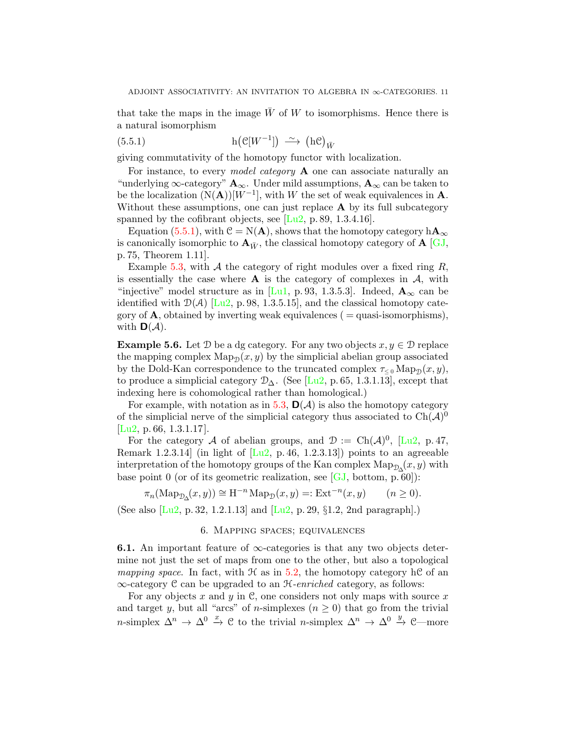that take the maps in the image $\bar{W}$ of $W$ to isomorphisms. Hence there is a natural isomorphism

$$\mathrm{h}\big(\mathcal{C}[W^{-1}]\big) \xrightarrow{\;\sim\;} \big(\mathrm{h}\mathcal{C}\big)_{\bar{W}} \tag{5.5.1}$$

giving commutativity of the homotopy functor with localization.

For instance, to every *model category* $\mathbf{A}$ one can associate naturally an "underlying $\infty$-category" $\mathbf{A}_\infty$. Under mild assumptions, $\mathbf{A}_\infty$ can be taken to be the localization $(\mathrm{N}(\mathbf{A}))[W^{-1}]$, with $W$ the set of weak equivalences in $\mathbf{A}$. Without these assumptions, one can just replace $\mathbf{A}$ by its full subcategory spanned by the cofibrant objects, see [Lu2, p. 89, 1.3.4.16].

Equation (5.5.1), with $\mathcal{C} = \mathrm{N}(\mathbf{A})$, shows that the homotopy category $\mathrm{h}\mathbf{A}_\infty$ is canonically isomorphic to $\mathbf{A}_{\bar{W}}$, the classical homotopy category of $\mathbf{A}$ [GJ, p. 75, Theorem 1.11].

Example 5.3, with $\mathcal{A}$ the category of right modules over a fixed ring $R$, is essentially the case where $\mathbf{A}$ is the category of complexes in $\mathcal{A}$, with "injective" model structure as in [Lu1, p. 93, 1.3.5.3]. Indeed, $\mathbf{A}_\infty$ can be identified with $\mathcal{D}(\mathcal{A})$ [Lu2, p. 98, 1.3.5.15], and the classical homotopy category of $\mathbf{A}$, obtained by inverting weak equivalences ( = quasi-isomorphisms), with $\mathbf{D}(\mathcal{A})$.

**Example 5.6.** Let $\mathcal{D}$ be a dg category. For any two objects $x, y \in \mathcal{D}$ replace the mapping complex $\mathrm{Map}_{\mathcal{D}}(x,y)$ by the simplicial abelian group associated by the Dold-Kan correspondence to the truncated complex $\tau_{\le 0}\mathrm{Map}_{\mathcal{D}}(x,y)$, to produce a simplicial category $\mathcal{D}_\Delta$. (See [Lu2, p. 65, 1.3.1.13], except that indexing here is cohomological rather than homological.)

For example, with notation as in 5.3, $\mathbf{D}(\mathcal{A})$ is also the homotopy category of the simplicial nerve of the simplicial category thus associated to $\mathrm{Ch}(\mathcal{A})^0$ [Lu2, p. 66, 1.3.1.17].

For the category $\mathcal{A}$ of abelian groups, and $\mathcal{D} := \mathrm{Ch}(\mathcal{A})^0$, [Lu2, p. 47, Remark 1.2.3.14] (in light of [Lu2, p. 46, 1.2.3.13]) points to an agreeable interpretation of the homotopy groups of the Kan complex $\mathrm{Map}_{\mathcal{D}_\Delta}(x,y)$ with base point 0 (or of its geometric realization, see [GJ, bottom, p. 60]):

$$\pi_n(\mathrm{Map}_{\mathcal{D}_\Delta}(x,y)) \cong \mathrm{H}^{-n}\,\mathrm{Map}_{\mathcal{D}}(x,y) =: \mathrm{Ext}^{-n}(x,y) \qquad (n \ge 0).$$

(See also [Lu2, p. 32, 1.2.1.13] and [Lu2, p. 29, §1.2, 2nd paragraph].)

## 6. Mapping spaces; equivalences

**6.1.** An important feature of $\infty$-categories is that any two objects determine not just the set of maps from one to the other, but also a topological *mapping space*. In fact, with $\mathcal{H}$ as in 5.2, the homotopy category $\mathrm{h}\mathcal{C}$ of an $\infty$-category $\mathcal{C}$ can be upgraded to an $\mathcal{H}$-*enriched* category, as follows:

For any objects $x$ and $y$ in $\mathcal{C}$, one considers not only maps with source $x$ and target $y$, but all "arcs" of $n$-simplexes ($n \ge 0$) that go from the trivial $n$-simplex $\Delta^n \to \Delta^0 \xrightarrow{x} \mathcal{C}$ to the trivial $n$-simplex $\Delta^n \to \Delta^0 \xrightarrow{y} \mathcal{C}$—more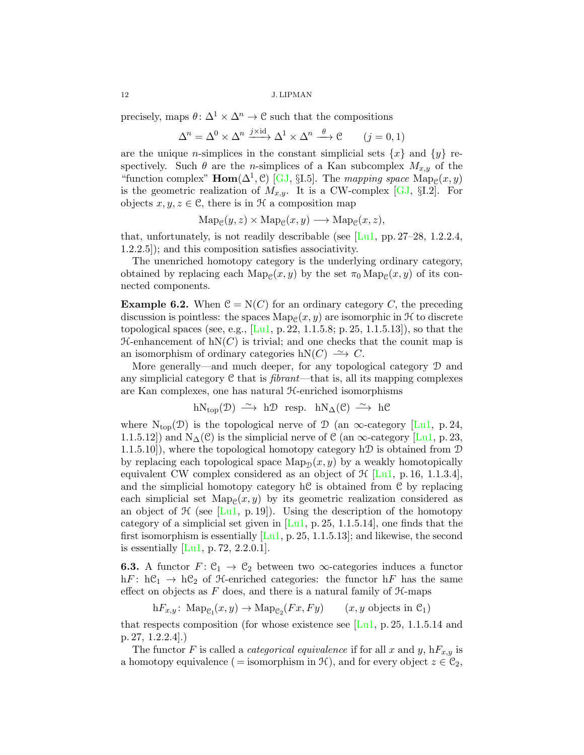precisely, maps $\theta\colon \Delta^1 \times \Delta^n \to \mathcal{C}$ such that the compositions

$$\Delta^n = \Delta^0 \times \Delta^n \xrightarrow{j\times \mathrm{id}} \Delta^1 \times \Delta^n \xrightarrow{\ \theta\ } \mathcal{C} \qquad (j = 0,1)$$

are the unique $n$-simplices in the constant simplicial sets $\{x\}$ and $\{y\}$ respectively. Such $\theta$ are the $n$-simplices of a Kan subcomplex $M_{x,y}$ of the "function complex" $\mathbf{Hom}(\Delta^1, \mathcal{C})$ [GJ, §I.5]. The *mapping space* $\mathrm{Map}_{\mathcal{C}}(x, y)$ is the geometric realization of $M_{x,y}$. It is a CW-complex [GJ, §I.2]. For objects $x, y, z \in \mathcal{C}$, there is in $\mathcal{H}$ a composition map

$$\mathrm{Map}_{\mathcal{C}}(y, z) \times \mathrm{Map}_{\mathcal{C}}(x, y) \longrightarrow \mathrm{Map}_{\mathcal{C}}(x, z),$$

that, unfortunately, is not readily describable (see [Lu1, pp. 27–28, 1.2.2.4, 1.2.2.5]); and this composition satisfies associativity.

The unenriched homotopy category is the underlying ordinary category, obtained by replacing each $\mathrm{Map}_{\mathcal{C}}(x, y)$ by the set $\pi_0 \mathrm{Map}_{\mathcal{C}}(x, y)$ of its connected components.

**Example 6.2.** When $\mathcal{C} = \mathrm{N}(C)$ for an ordinary category $C$, the preceding discussion is pointless: the spaces $\mathrm{Map}_{\mathcal{C}}(x, y)$ are isomorphic in $\mathcal{H}$ to discrete topological spaces (see, e.g., [Lu1, p. 22, 1.1.5.8; p. 25, 1.1.5.13]), so that the $\mathcal{H}$-enhancement of $\mathrm{hN}(C)$ is trivial; and one checks that the counit map is an isomorphism of ordinary categories $\mathrm{hN}(C) \xrightarrow{\ \sim\ } C$.

More generally—and much deeper, for any topological category $\mathcal{D}$ and any simplicial category $\mathcal{C}$ that is *fibrant*—that is, all its mapping complexes are Kan complexes, one has natural $\mathcal{H}$-enriched isomorphisms

$$\mathrm{hN_{top}}(\mathcal{D}) \xrightarrow{\ \sim\ } \mathrm{h}\mathcal{D} \ \text{ resp. } \ \mathrm{hN}_\Delta(\mathcal{C}) \xrightarrow{\ \sim\ } \mathrm{h}\mathcal{C}$$

where $\mathrm{N_{top}}(\mathcal{D})$ is the topological nerve of $\mathcal{D}$ (an $\infty$-category [Lu1, p. 24, 1.1.5.12]) and $\mathrm{N}_\Delta(\mathcal{C})$ is the simplicial nerve of $\mathcal{C}$ (an $\infty$-category [Lu1, p. 23, 1.1.5.10]), where the topological homotopy category $\mathrm{h}\mathcal{D}$ is obtained from $\mathcal{D}$ by replacing each topological space $\mathrm{Map}_{\mathcal{D}}(x, y)$ by a weakly homotopically equivalent CW complex considered as an object of $\mathcal{H}$ [Lu1, p. 16, 1.1.3.4], and the simplicial homotopy category $\mathrm{h}\mathcal{C}$ is obtained from $\mathcal{C}$ by replacing each simplicial set $\mathrm{Map}_{\mathcal{C}}(x, y)$ by its geometric realization considered as an object of $\mathcal{H}$ (see [Lu1, p. 19]). Using the description of the homotopy category of a simplicial set given in [Lu1, p. 25, 1.1.5.14], one finds that the first isomorphism is essentially [Lu1, p. 25, 1.1.5.13]; and likewise, the second is essentially [Lu1, p. 72, 2.2.0.1].

**6.3.** A functor $F\colon \mathcal{C}_1 \to \mathcal{C}_2$ between two $\infty$-categories induces a functor $\mathrm{h}F\colon \mathrm{h}\mathcal{C}_1 \to \mathrm{h}\mathcal{C}_2$ of $\mathcal{H}$-enriched categories: the functor $\mathrm{h}F$ has the same effect on objects as $F$ does, and there is a natural family of $\mathcal{H}$-maps

$$\mathrm{h}F_{x,y}\colon \mathrm{Map}_{\mathcal{C}_1}(x, y) \to \mathrm{Map}_{\mathcal{C}_2}(Fx, Fy) \qquad (x, y \text{ objects in } \mathcal{C}_1)$$

that respects composition (for whose existence see [Lu1, p. 25, 1.1.5.14 and p. 27, 1.2.2.4].)

The functor $F$ is called a *categorical equivalence* if for all $x$ and $y$, $\mathrm{h}F_{x,y}$ is a homotopy equivalence ($=$ isomorphism in $\mathcal{H}$), and for every object $z \in \mathcal{C}_2$,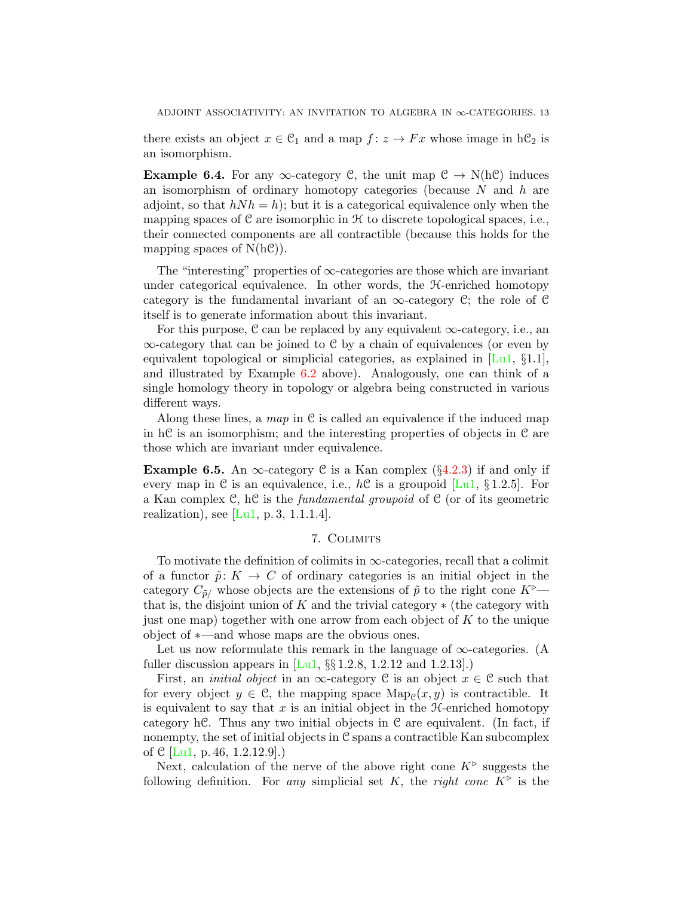there exists an object $x \in \mathcal{C}_1$ and a map $f\colon z \to Fx$ whose image in $\mathrm{h}\mathcal{C}_2$ is an isomorphism.

**Example 6.4.** For any $\infty$-category $\mathcal{C}$, the unit map $\mathcal{C} \to \mathrm{N}(\mathrm{h}\mathcal{C})$ induces an isomorphism of ordinary homotopy categories (because $N$ and $h$ are adjoint, so that $hNh = h$); but it is a categorical equivalence only when the mapping spaces of $\mathcal{C}$ are isomorphic in $\mathcal{H}$ to discrete topological spaces, i.e., their connected components are all contractible (because this holds for the mapping spaces of $\mathrm{N}(\mathrm{h}\mathcal{C})$).

The "interesting" properties of $\infty$-categories are those which are invariant under categorical equivalence. In other words, the $\mathcal{H}$-enriched homotopy category is the fundamental invariant of an $\infty$-category $\mathcal{C}$; the role of $\mathcal{C}$ itself is to generate information about this invariant.

For this purpose, $\mathcal{C}$ can be replaced by any equivalent $\infty$-category, i.e., an $\infty$-category that can be joined to $\mathcal{C}$ by a chain of equivalences (or even by equivalent topological or simplicial categories, as explained in [Lu1, §1.1], and illustrated by Example 6.2 above). Analogously, one can think of a single homology theory in topology or algebra being constructed in various different ways.

Along these lines, a *map* in $\mathcal{C}$ is called an equivalence if the induced map in $\mathrm{h}\mathcal{C}$ is an isomorphism; and the interesting properties of objects in $\mathcal{C}$ are those which are invariant under equivalence.

**Example 6.5.** An $\infty$-category $\mathcal{C}$ is a Kan complex (§4.2.3) if and only if every map in $\mathcal{C}$ is an equivalence, i.e., $h\mathcal{C}$ is a groupoid [Lu1, § 1.2.5]. For a Kan complex $\mathcal{C}$, $\mathrm{h}\mathcal{C}$ is the *fundamental groupoid* of $\mathcal{C}$ (or of its geometric realization), see [Lu1, p. 3, 1.1.1.4].

## 7. Colimits

To motivate the definition of colimits in $\infty$-categories, recall that a colimit of a functor $\tilde{p}\colon K \to C$ of ordinary categories is an initial object in the category $C_{\tilde{p}/}$ whose objects are the extensions of $\tilde{p}$ to the right cone $K^{\triangleright}$—that is, the disjoint union of $K$ and the trivial category $*$ (the category with just one map) together with one arrow from each object of $K$ to the unique object of $*$—and whose maps are the obvious ones.

Let us now reformulate this remark in the language of $\infty$-categories. (A fuller discussion appears in [Lu1, §§ 1.2.8, 1.2.12 and 1.2.13].)

First, an *initial object* in an $\infty$-category $\mathcal{C}$ is an object $x \in \mathcal{C}$ such that for every object $y \in \mathcal{C}$, the mapping space $\mathrm{Map}_{\mathcal{C}}(x, y)$ is contractible. It is equivalent to say that $x$ is an initial object in the $\mathcal{H}$-enriched homotopy category $\mathrm{h}\mathcal{C}$. Thus any two initial objects in $\mathcal{C}$ are equivalent. (In fact, if nonempty, the set of initial objects in $\mathcal{C}$ spans a contractible Kan subcomplex of $\mathcal{C}$ [Lu1, p. 46, 1.2.12.9].)

Next, calculation of the nerve of the above right cone $K^{\triangleright}$ suggests the following definition. For *any* simplicial set $K$, the *right cone* $K^{\triangleright}$ is the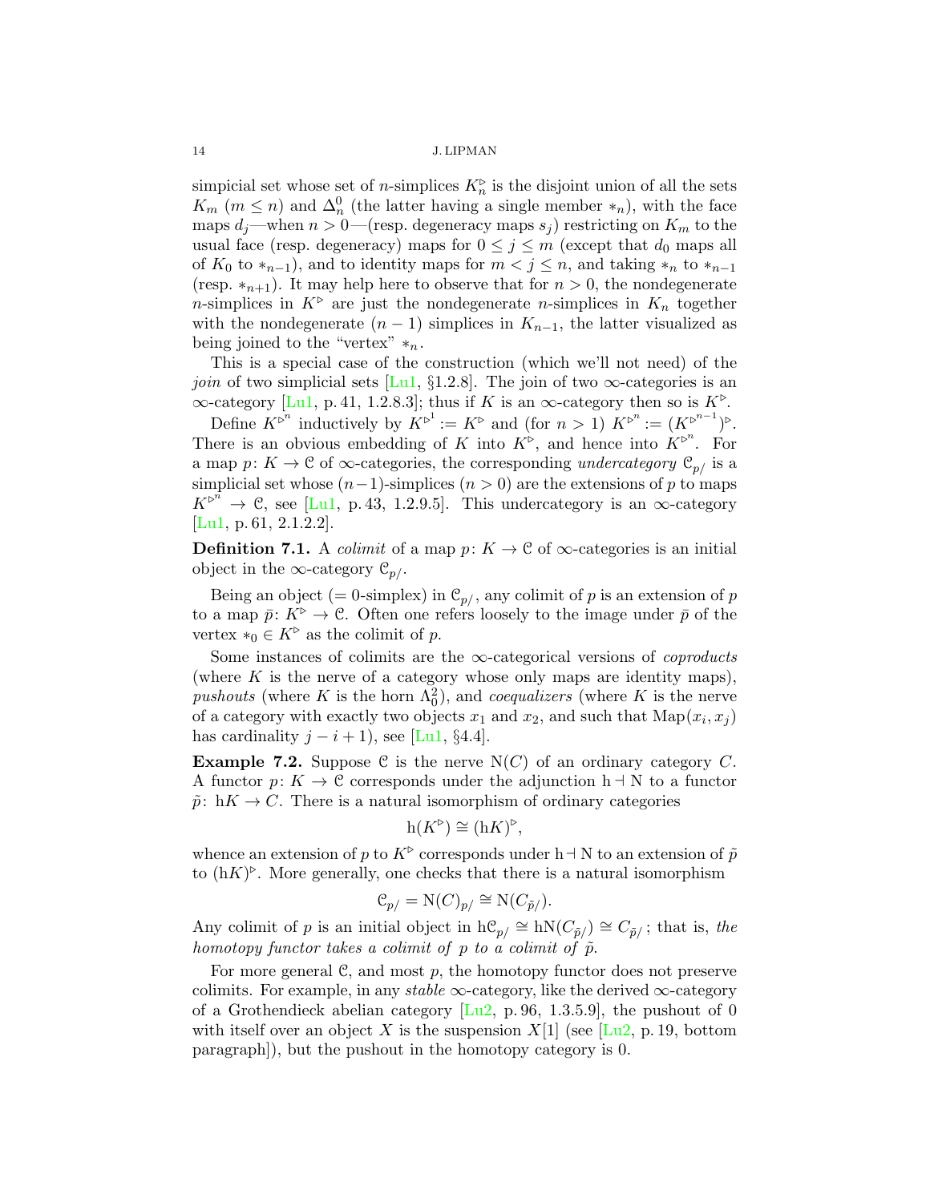simpicial set whose set of $n$-simplices $K^{\triangleright}_n$ is the disjoint union of all the sets $K_m$ ($m \le n$) and $\Delta^0_n$ (the latter having a single member $*_n$), with the face maps $d_j$—when $n > 0$—(resp. degeneracy maps $s_j$) restricting on $K_m$ to the usual face (resp. degeneracy) maps for $0 \le j \le m$ (except that $d_0$ maps all of $K_0$ to $*_{n-1}$), and to identity maps for $m < j \le n$, and taking $*_n$ to $*_{n-1}$ (resp. $*_{n+1}$). It may help here to observe that for $n > 0$, the nondegenerate $n$-simplices in $K^{\triangleright}$ are just the nondegenerate $n$-simplices in $K_n$ together with the nondegenerate $(n-1)$ simplices in $K_{n-1}$, the latter visualized as being joined to the "vertex" $*_n$.

This is a special case of the construction (which we'll not need) of the *join* of two simplicial sets [Lu1, §1.2.8]. The join of two $\infty$-categories is an $\infty$-category [Lu1, p. 41, 1.2.8.3]; thus if $K$ is an $\infty$-category then so is $K^{\triangleright}$.

Define $K^{\triangleright^n}$ inductively by $K^{\triangleright^1} := K^{\triangleright}$ and (for $n > 1$) $K^{\triangleright^n} := (K^{\triangleright^{n-1}})^{\triangleright}$. There is an obvious embedding of $K$ into $K^{\triangleright}$, and hence into $K^{\triangleright^n}$. For a map $p\colon K \to \mathcal{C}$ of $\infty$-categories, the corresponding *undercategory* $\mathcal{C}_{p/}$ is a simplicial set whose $(n-1)$-simplices ($n > 0$) are the extensions of $p$ to maps $K^{\triangleright^n} \to \mathcal{C}$, see [Lu1, p. 43, 1.2.9.5]. This undercategory is an $\infty$-category [Lu1, p. 61, 2.1.2.2].

**Definition 7.1.** A *colimit* of a map $p\colon K \to \mathcal{C}$ of $\infty$-categories is an initial object in the $\infty$-category $\mathcal{C}_{p/}$.

Being an object (= 0-simplex) in $\mathcal{C}_{p/}$, any colimit of $p$ is an extension of $p$ to a map $\bar{p}\colon K^{\triangleright} \to \mathcal{C}$. Often one refers loosely to the image under $\bar{p}$ of the vertex $*_0 \in K^{\triangleright}$ as the colimit of $p$.

Some instances of colimits are the $\infty$-categorical versions of *coproducts* (where $K$ is the nerve of a category whose only maps are identity maps), *pushouts* (where $K$ is the horn $\Lambda^2_0$), and *coequalizers* (where $K$ is the nerve of a category with exactly two objects $x_1$ and $x_2$, and such that $\mathrm{Map}(x_i, x_j)$ has cardinality $j - i + 1$), see [Lu1, §4.4].

**Example 7.2.** Suppose $\mathcal{C}$ is the nerve $\mathrm{N}(C)$ of an ordinary category $C$. A functor $p\colon K \to \mathcal{C}$ corresponds under the adjunction $\mathrm{h} \dashv \mathrm{N}$ to a functor $\tilde{p}\colon \mathrm{h}K \to C$. There is a natural isomorphism of ordinary categories

$$\mathrm{h}(K^{\triangleright}) \cong (\mathrm{h}K)^{\triangleright},$$

whence an extension of $p$ to $K^{\triangleright}$ corresponds under $\mathrm{h} \dashv \mathrm{N}$ to an extension of $\tilde{p}$ to $(\mathrm{h}K)^{\triangleright}$. More generally, one checks that there is a natural isomorphism

$$\mathcal{C}_{p/} = \mathrm{N}(C)_{p/} \cong \mathrm{N}(C_{\tilde{p}/}).$$

Any colimit of $p$ is an initial object in $\mathrm{h}\mathcal{C}_{p/} \cong \mathrm{hN}(C_{\tilde{p}/}) \cong C_{\tilde{p}/}$; that is, *the homotopy functor takes a colimit of $p$ to a colimit of $\tilde{p}$.*

For more general $\mathcal{C}$, and most $p$, the homotopy functor does not preserve colimits. For example, in any *stable* $\infty$-category, like the derived $\infty$-category of a Grothendieck abelian category [Lu2, p. 96, 1.3.5.9], the pushout of 0 with itself over an object $X$ is the suspension $X[1]$ (see [Lu2, p. 19, bottom paragraph]), but the pushout in the homotopy category is 0.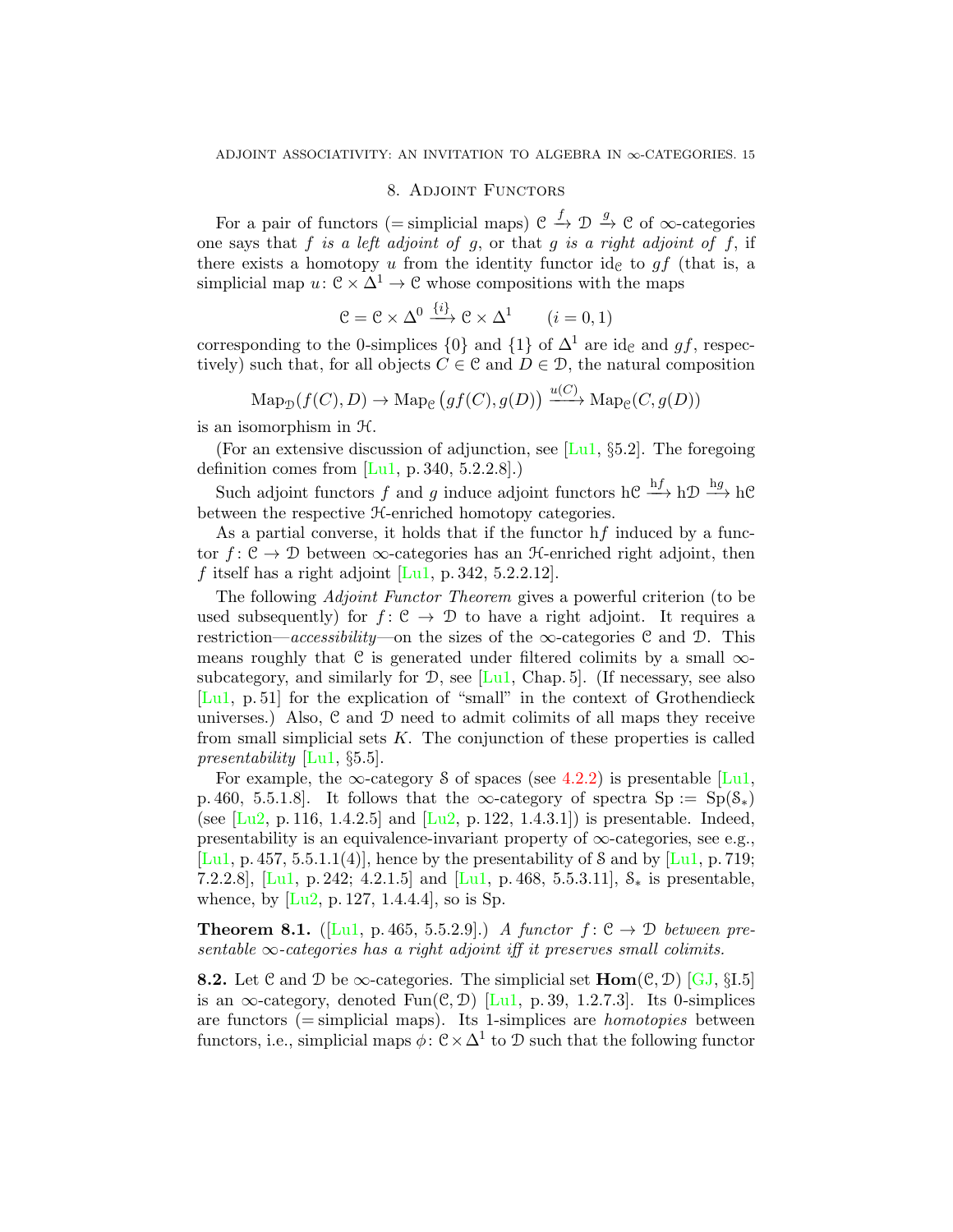## 8. Adjoint Functors

For a pair of functors (= simplicial maps) $\mathcal{C} \xrightarrow{f} \mathcal{D} \xrightarrow{g} \mathcal{C}$ of $\infty$-categories one says that $f$ *is a left adjoint of* $g$, or that $g$ *is a right adjoint of* $f$, if there exists a homotopy $u$ from the identity functor $\mathrm{id}_\mathcal{C}$ to $gf$ (that is, a simplicial map $u\colon \mathcal{C} \times \Delta^1 \to \mathcal{C}$ whose compositions with the maps

$$\mathcal{C} = \mathcal{C} \times \Delta^0 \xrightarrow{\{i\}} \mathcal{C} \times \Delta^1 \qquad (i = 0, 1)$$

corresponding to the 0-simplices $\{0\}$ and $\{1\}$ of $\Delta^1$ are $\mathrm{id}_\mathcal{C}$ and $gf$, respectively) such that, for all objects $C \in \mathcal{C}$ and $D \in \mathcal{D}$, the natural composition

$$\mathrm{Map}_\mathcal{D}(f(C), D) \to \mathrm{Map}_\mathcal{C}\left(gf(C), g(D)\right) \xrightarrow{u(C)} \mathrm{Map}_\mathcal{C}(C, g(D))$$

is an isomorphism in $\mathcal{H}$.

(For an extensive discussion of adjunction, see [Lu1, §5.2]. The foregoing definition comes from [Lu1, p. 340, 5.2.2.8].)

Such adjoint functors $f$ and $g$ induce adjoint functors $\mathrm{h}\mathcal{C} \xrightarrow{\mathrm{h}f} \mathrm{h}\mathcal{D} \xrightarrow{\mathrm{h}g} \mathrm{h}\mathcal{C}$ between the respective $\mathcal{H}$-enriched homotopy categories.

As a partial converse, it holds that if the functor $\mathrm{h}f$ induced by a functor $f\colon \mathcal{C} \to \mathcal{D}$ between $\infty$-categories has an $\mathcal{H}$-enriched right adjoint, then $f$ itself has a right adjoint [Lu1, p. 342, 5.2.2.12].

The following *Adjoint Functor Theorem* gives a powerful criterion (to be used subsequently) for $f\colon \mathcal{C} \to \mathcal{D}$ to have a right adjoint. It requires a restriction—*accessibility*—on the sizes of the $\infty$-categories $\mathcal{C}$ and $\mathcal{D}$. This means roughly that $\mathcal{C}$ is generated under filtered colimits by a small $\infty$-subcategory, and similarly for $\mathcal{D}$, see [Lu1, Chap. 5]. (If necessary, see also [Lu1, p. 51] for the explication of "small" in the context of Grothendieck universes.) Also, $\mathcal{C}$ and $\mathcal{D}$ need to admit colimits of all maps they receive from small simplicial sets $K$. The conjunction of these properties is called *presentability* [Lu1, §5.5].

For example, the $\infty$-category $\mathcal{S}$ of spaces (see 4.2.2) is presentable [Lu1, p. 460, 5.5.1.8]. It follows that the $\infty$-category of spectra $\mathrm{Sp} := \mathrm{Sp}(\mathcal{S}_*)$ (see [Lu2, p. 116, 1.4.2.5] and [Lu2, p. 122, 1.4.3.1]) is presentable. Indeed, presentability is an equivalence-invariant property of $\infty$-categories, see e.g., [Lu1, p. 457, 5.5.1.1(4)], hence by the presentability of $\mathcal{S}$ and by [Lu1, p. 719; 7.2.2.8], [Lu1, p. 242; 4.2.1.5] and [Lu1, p. 468, 5.5.3.11], $\mathcal{S}_*$ is presentable, whence, by [Lu2, p. 127, 1.4.4.4], so is Sp.

**Theorem 8.1.** ([Lu1, p. 465, 5.5.2.9].) *A functor $f\colon \mathcal{C} \to \mathcal{D}$ between presentable $\infty$-categories has a right adjoint iff it preserves small colimits.*

**8.2.** Let $\mathcal{C}$ and $\mathcal{D}$ be $\infty$-categories. The simplicial set $\mathbf{Hom}(\mathcal{C}, \mathcal{D})$ [GJ, §I.5] is an $\infty$-category, denoted $\mathrm{Fun}(\mathcal{C}, \mathcal{D})$ [Lu1, p. 39, 1.2.7.3]. Its 0-simplices are functors (= simplicial maps). Its 1-simplices are *homotopies* between functors, i.e., simplicial maps $\phi\colon \mathcal{C} \times \Delta^1$ to $\mathcal{D}$ such that the following functor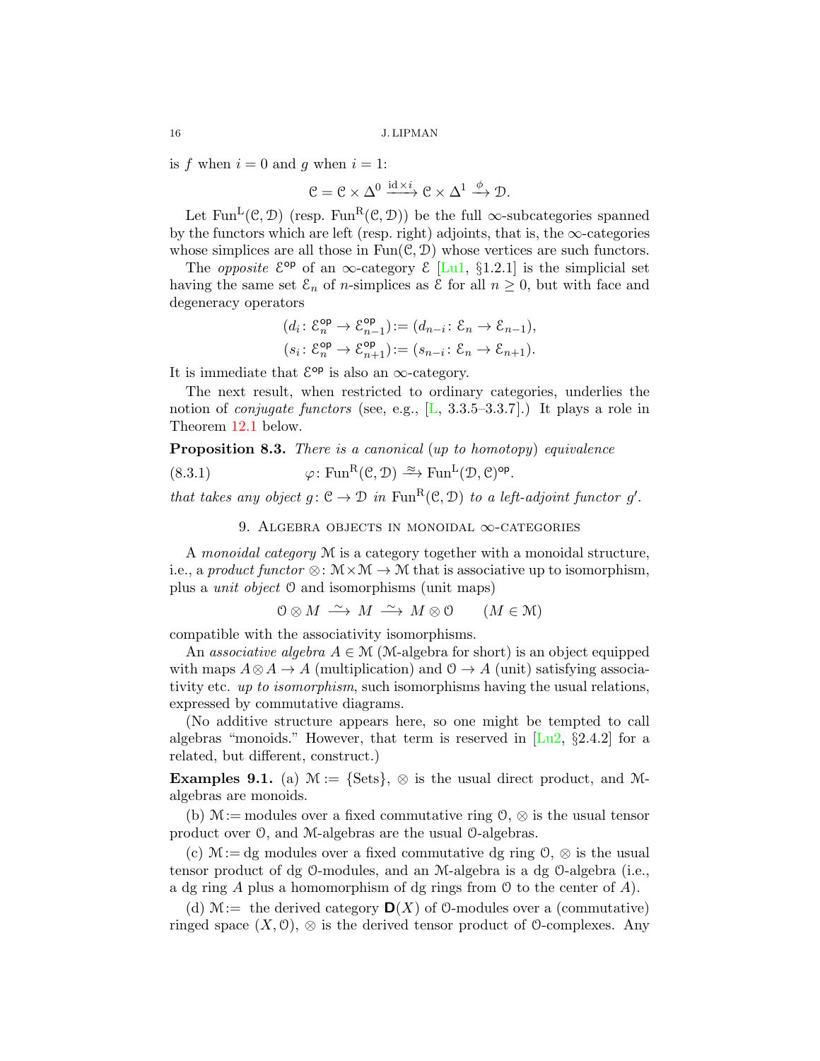is $f$ when $i = 0$ and $g$ when $i = 1$:

$$\mathcal{C} = \mathcal{C} \times \Delta^0 \xrightarrow{\mathrm{id} \times i} \mathcal{C} \times \Delta^1 \xrightarrow{\phi} \mathcal{D}.$$

Let $\mathrm{Fun}^{\mathrm{L}}(\mathcal{C}, \mathcal{D})$ (resp. $\mathrm{Fun}^{\mathrm{R}}(\mathcal{C}, \mathcal{D})$) be the full $\infty$-subcategories spanned by the functors which are left (resp. right) adjoints, that is, the $\infty$-categories whose simplices are all those in $\mathrm{Fun}(\mathcal{C}, \mathcal{D})$ whose vertices are such functors.

The *opposite* $\mathcal{E}^{\mathsf{op}}$ of an $\infty$-category $\mathcal{E}$ [Lu1, §1.2.1] is the simplicial set having the same set $\mathcal{E}_n$ of $n$-simplices as $\mathcal{E}$ for all $n \geq 0$, but with face and degeneracy operators

$$(d_i \colon \mathcal{E}^{\mathsf{op}}_n \to \mathcal{E}^{\mathsf{op}}_{n-1}) := (d_{n-i} \colon \mathcal{E}_n \to \mathcal{E}_{n-1}),$$
$$(s_i \colon \mathcal{E}^{\mathsf{op}}_n \to \mathcal{E}^{\mathsf{op}}_{n+1}) := (s_{n-i} \colon \mathcal{E}_n \to \mathcal{E}_{n+1}).$$

It is immediate that $\mathcal{E}^{\mathsf{op}}$ is also an $\infty$-category.

The next result, when restricted to ordinary categories, underlies the notion of *conjugate functors* (see, e.g., [L, 3.3.5–3.3.7].) It plays a role in Theorem 12.1 below.

**Proposition 8.3.** *There is a canonical* (*up to homotopy*) *equivalence*

$$\varphi \colon \mathrm{Fun}^{\mathrm{R}}(\mathcal{C}, \mathcal{D}) \xrightarrow{\approx} \mathrm{Fun}^{\mathrm{L}}(\mathcal{D}, \mathcal{C})^{\mathsf{op}}. \tag{8.3.1}$$

*that takes any object $g \colon \mathcal{C} \to \mathcal{D}$ in $\mathrm{Fun}^{\mathrm{R}}(\mathcal{C}, \mathcal{D})$ to a left-adjoint functor $g'$.*

## 9. Algebra objects in monoidal $\infty$-categories

A *monoidal category* $\mathcal{M}$ is a category together with a monoidal structure, i.e., a *product functor* $\otimes \colon \mathcal{M} \times \mathcal{M} \to \mathcal{M}$ that is associative up to isomorphism, plus a *unit object* $\mathcal{O}$ and isomorphisms (unit maps)

$$\mathcal{O} \otimes M \xrightarrow{\sim} M \xrightarrow{\sim} M \otimes \mathcal{O} \qquad (M \in \mathcal{M})$$

compatible with the associativity isomorphisms.

An *associative algebra* $A \in \mathcal{M}$ ($\mathcal{M}$-algebra for short) is an object equipped with maps $A \otimes A \to A$ (multiplication) and $\mathcal{O} \to A$ (unit) satisfying associativity etc. *up to isomorphism*, such isomorphisms having the usual relations, expressed by commutative diagrams.

(No additive structure appears here, so one might be tempted to call algebras "monoids." However, that term is reserved in [Lu2, §2.4.2] for a related, but different, construct.)

**Examples 9.1.** (a) $\mathcal{M} := \{\text{Sets}\}$, $\otimes$ is the usual direct product, and $\mathcal{M}$-algebras are monoids.

(b) $\mathcal{M} :=$ modules over a fixed commutative ring $\mathcal{O}$, $\otimes$ is the usual tensor product over $\mathcal{O}$, and $\mathcal{M}$-algebras are the usual $\mathcal{O}$-algebras.

(c) $\mathcal{M} :=$ dg modules over a fixed commutative dg ring $\mathcal{O}$, $\otimes$ is the usual tensor product of dg $\mathcal{O}$-modules, and an $\mathcal{M}$-algebra is a dg $\mathcal{O}$-algebra (i.e., a dg ring $A$ plus a homomorphism of dg rings from $\mathcal{O}$ to the center of $A$).

(d) $\mathcal{M} :=$ the derived category $\mathbf{D}(X)$ of $\mathcal{O}$-modules over a (commutative) ringed space $(X, \mathcal{O})$, $\otimes$ is the derived tensor product of $\mathcal{O}$-complexes. Any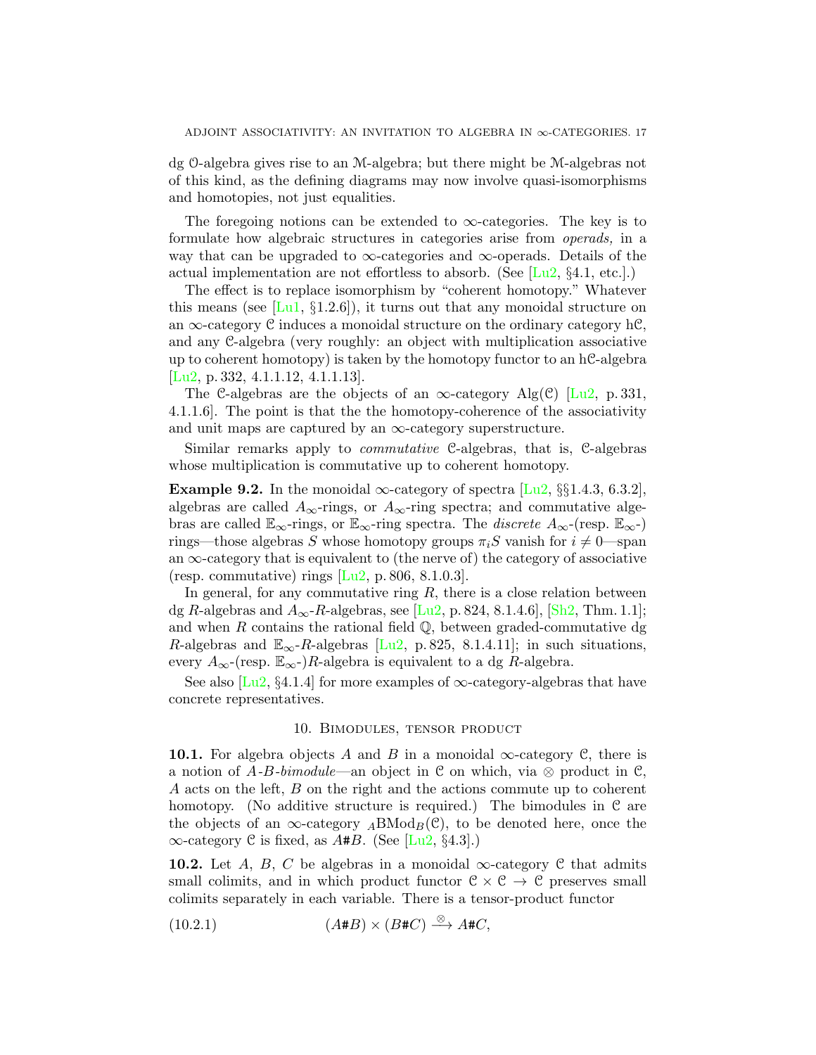dg $\mathcal{O}$-algebra gives rise to an $\mathcal{M}$-algebra; but there might be $\mathcal{M}$-algebras not of this kind, as the defining diagrams may now involve quasi-isomorphisms and homotopies, not just equalities.

The foregoing notions can be extended to $\infty$-categories. The key is to formulate how algebraic structures in categories arise from *operads,* in a way that can be upgraded to $\infty$-categories and $\infty$-operads. Details of the actual implementation are not effortless to absorb. (See [Lu2, §4.1, etc.].)

The effect is to replace isomorphism by "coherent homotopy." Whatever this means (see [Lu1, §1.2.6]), it turns out that any monoidal structure on an $\infty$-category $\mathcal{C}$ induces a monoidal structure on the ordinary category $\mathrm{h}\mathcal{C}$, and any $\mathcal{C}$-algebra (very roughly: an object with multiplication associative up to coherent homotopy) is taken by the homotopy functor to an $\mathrm{h}\mathcal{C}$-algebra [Lu2, p. 332, 4.1.1.12, 4.1.1.13].

The $\mathcal{C}$-algebras are the objects of an $\infty$-category $\mathrm{Alg}(\mathcal{C})$ [Lu2, p. 331, 4.1.1.6]. The point is that the the homotopy-coherence of the associativity and unit maps are captured by an $\infty$-category superstructure.

Similar remarks apply to *commutative* $\mathcal{C}$-algebras, that is, $\mathcal{C}$-algebras whose multiplication is commutative up to coherent homotopy.

**Example 9.2.** In the monoidal $\infty$-category of spectra [Lu2, §§1.4.3, 6.3.2], algebras are called $A_\infty$-rings, or $A_\infty$-ring spectra; and commutative algebras are called $\mathbb{E}_\infty$-rings, or $\mathbb{E}_\infty$-ring spectra. The *discrete* $A_\infty$-(resp. $\mathbb{E}_\infty$-) rings—those algebras $S$ whose homotopy groups $\pi_i S$ vanish for $i \neq 0$—span an $\infty$-category that is equivalent to (the nerve of) the category of associative (resp. commutative) rings [Lu2, p. 806, 8.1.0.3].

In general, for any commutative ring $R$, there is a close relation between dg $R$-algebras and $A_\infty$-$R$-algebras, see [Lu2, p. 824, 8.1.4.6], [Sh2, Thm. 1.1]; and when $R$ contains the rational field $\mathbb{Q}$, between graded-commutative dg $R$-algebras and $\mathbb{E}_\infty$-$R$-algebras [Lu2, p. 825, 8.1.4.11]; in such situations, every $A_\infty$-(resp. $\mathbb{E}_\infty$-)$R$-algebra is equivalent to a dg $R$-algebra.

See also [Lu2, §4.1.4] for more examples of $\infty$-category-algebras that have concrete representatives.

## 10. Bimodules, tensor product

**10.1.** For algebra objects $A$ and $B$ in a monoidal $\infty$-category $\mathcal{C}$, there is a notion of *$A$-$B$-bimodule*—an object in $\mathcal{C}$ on which, via $\otimes$ product in $\mathcal{C}$, $A$ acts on the left, $B$ on the right and the actions commute up to coherent homotopy. (No additive structure is required.) The bimodules in $\mathcal{C}$ are the objects of an $\infty$-category ${}_A\mathrm{BMod}_B(\mathcal{C})$, to be denoted here, once the $\infty$-category $\mathcal{C}$ is fixed, as $A\#B$. (See [Lu2, §4.3].)

**10.2.** Let $A$, $B$, $C$ be algebras in a monoidal $\infty$-category $\mathcal{C}$ that admits small colimits, and in which product functor $\mathcal{C} \times \mathcal{C} \to \mathcal{C}$ preserves small colimits separately in each variable. There is a tensor-product functor

$$(A\#B) \times (B\#C) \xrightarrow{\otimes} A\#C, \tag{10.2.1}$$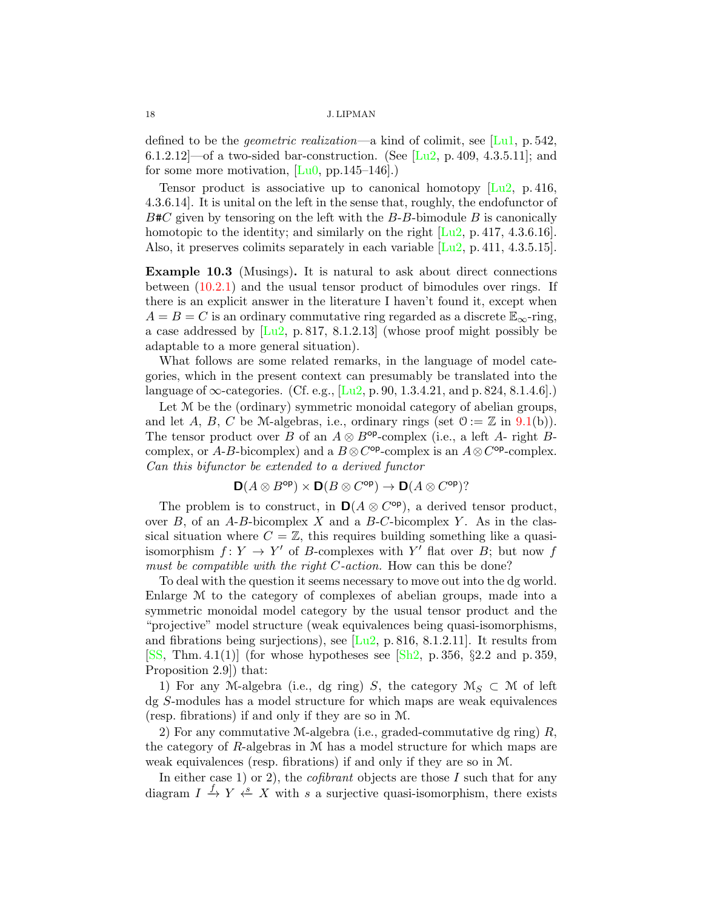defined to be the *geometric realization*—a kind of colimit, see [Lu1, p. 542, 6.1.2.12]—of a two-sided bar-construction. (See [Lu2, p. 409, 4.3.5.11]; and for some more motivation, [Lu0, pp.145–146].)

Tensor product is associative up to canonical homotopy [Lu2, p. 416, 4.3.6.14]. It is unital on the left in the sense that, roughly, the endofunctor of $B\#C$ given by tensoring on the left with the $B$-$B$-bimodule $B$ is canonically homotopic to the identity; and similarly on the right [Lu2, p. 417, 4.3.6.16]. Also, it preserves colimits separately in each variable [Lu2, p. 411, 4.3.5.15].

**Example 10.3** (Musings)**.** It is natural to ask about direct connections between (10.2.1) and the usual tensor product of bimodules over rings. If there is an explicit answer in the literature I haven't found it, except when $A = B = C$ is an ordinary commutative ring regarded as a discrete $\mathbb{E}_\infty$-ring, a case addressed by [Lu2, p. 817, 8.1.2.13] (whose proof might possibly be adaptable to a more general situation).

What follows are some related remarks, in the language of model categories, which in the present context can presumably be translated into the language of $\infty$-categories. (Cf. e.g., [Lu2, p. 90, 1.3.4.21, and p. 824, 8.1.4.6].)

Let $\mathcal{M}$ be the (ordinary) symmetric monoidal category of abelian groups, and let $A$, $B$, $C$ be $\mathcal{M}$-algebras, i.e., ordinary rings (set $\mathcal{O} := \mathbb{Z}$ in 9.1(b)). The tensor product over $B$ of an $A \otimes B^{\mathsf{op}}$-complex (i.e., a left $A$- right $B$-complex, or $A$-$B$-bicomplex) and a $B \otimes C^{\mathsf{op}}$-complex is an $A \otimes C^{\mathsf{op}}$-complex. *Can this bifunctor be extended to a derived functor*

$$\mathbf{D}(A \otimes B^{\mathsf{op}}) \times \mathbf{D}(B \otimes C^{\mathsf{op}}) \to \mathbf{D}(A \otimes C^{\mathsf{op}})?$$

The problem is to construct, in $\mathbf{D}(A \otimes C^{\mathsf{op}})$, a derived tensor product, over $B$, of an $A$-$B$-bicomplex $X$ and a $B$-$C$-bicomplex $Y$. As in the classical situation where $C = \mathbb{Z}$, this requires building something like a quasi-isomorphism $f\colon Y \to Y'$ of $B$-complexes with $Y'$ flat over $B$; but now $f$ *must be compatible with the right $C$-action.* How can this be done?

To deal with the question it seems necessary to move out into the dg world. Enlarge $\mathcal{M}$ to the category of complexes of abelian groups, made into a symmetric monoidal model category by the usual tensor product and the "projective" model structure (weak equivalences being quasi-isomorphisms, and fibrations being surjections), see [Lu2, p. 816, 8.1.2.11]. It results from [SS, Thm. 4.1(1)] (for whose hypotheses see [Sh2, p. 356, §2.2 and p. 359, Proposition 2.9]) that:

1) For any $\mathcal{M}$-algebra (i.e., dg ring) $S$, the category $\mathcal{M}_S \subset \mathcal{M}$ of left dg $S$-modules has a model structure for which maps are weak equivalences (resp. fibrations) if and only if they are so in $\mathcal{M}$.

2) For any commutative $\mathcal{M}$-algebra (i.e., graded-commutative dg ring) $R$, the category of $R$-algebras in $\mathcal{M}$ has a model structure for which maps are weak equivalences (resp. fibrations) if and only if they are so in $\mathcal{M}$.

In either case 1) or 2), the *cofibrant* objects are those $I$ such that for any diagram $I \xrightarrow{f} Y \xleftarrow{s} X$ with $s$ a surjective quasi-isomorphism, there exists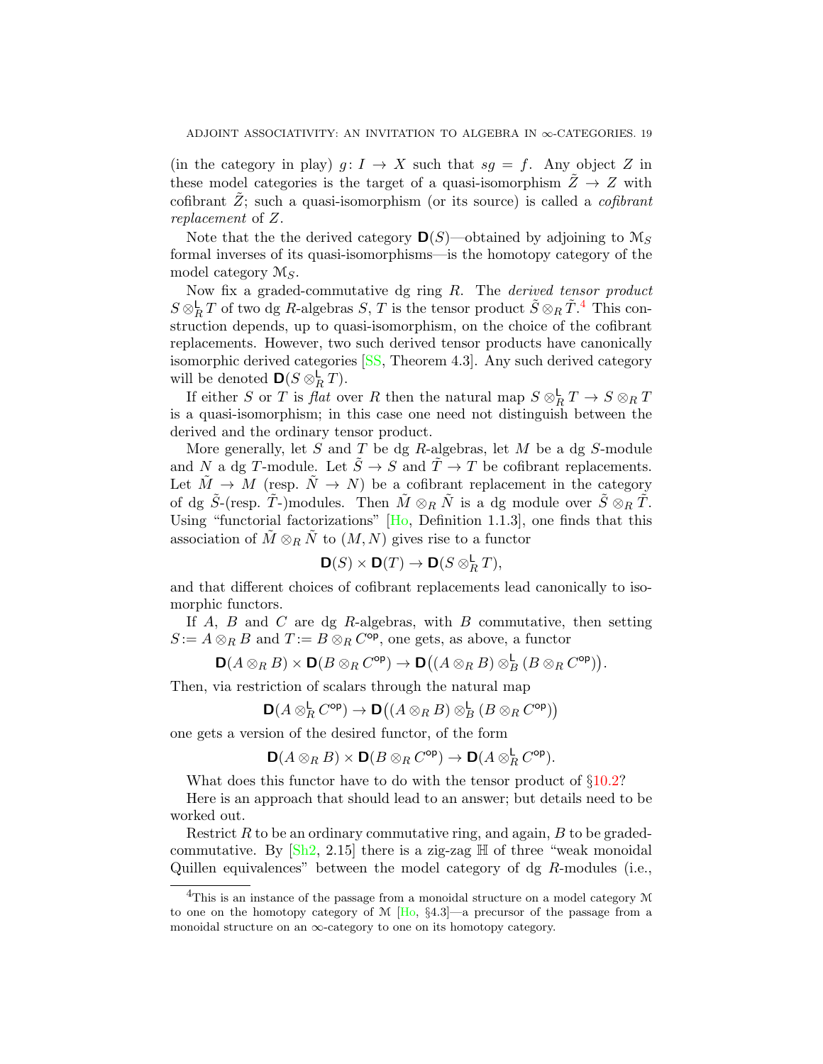(in the category in play) $g\colon I \to X$ such that $sg = f$. Any object $Z$ in these model categories is the target of a quasi-isomorphism $\tilde{Z} \to Z$ with cofibrant $\tilde{Z}$; such a quasi-isomorphism (or its source) is called a *cofibrant replacement* of $Z$.

Note that the the derived category $\mathbf{D}(S)$—obtained by adjoining to $\mathcal{M}_S$ formal inverses of its quasi-isomorphisms—is the homotopy category of the model category $\mathcal{M}_S$.

Now fix a graded-commutative dg ring $R$. The *derived tensor product* $S \otimes^{\mathsf{L}}_R T$ of two dg $R$-algebras $S$, $T$ is the tensor product $\tilde{S} \otimes_R \tilde{T}$.[4] This construction depends, up to quasi-isomorphism, on the choice of the cofibrant replacements. However, two such derived tensor products have canonically isomorphic derived categories [SS, Theorem 4.3]. Any such derived category will be denoted $\mathbf{D}(S \otimes^{\mathsf{L}}_R T)$.

If either $S$ or $T$ is *flat* over $R$ then the natural map $S \otimes^{\mathsf{L}}_R T \to S \otimes_R T$ is a quasi-isomorphism; in this case one need not distinguish between the derived and the ordinary tensor product.

More generally, let $S$ and $T$ be dg $R$-algebras, let $M$ be a dg $S$-module and $N$ a dg $T$-module. Let $\tilde{S} \to S$ and $\tilde{T} \to T$ be cofibrant replacements. Let $\tilde{M} \to M$ (resp. $\tilde{N} \to N$) be a cofibrant replacement in the category of dg $\tilde{S}$-(resp. $\tilde{T}$-)modules. Then $\tilde{M} \otimes_R \tilde{N}$ is a dg module over $\tilde{S} \otimes_R \tilde{T}$. Using "functorial factorizations" [Ho, Definition 1.1.3], one finds that this association of $\tilde{M} \otimes_R \tilde{N}$ to $(M, N)$ gives rise to a functor

$$\mathbf{D}(S) \times \mathbf{D}(T) \to \mathbf{D}(S \otimes^{\mathsf{L}}_R T),$$

and that different choices of cofibrant replacements lead canonically to isomorphic functors.

If $A$, $B$ and $C$ are dg $R$-algebras, with $B$ commutative, then setting $S := A \otimes_R B$ and $T := B \otimes_R C^{\mathsf{op}}$, one gets, as above, a functor

$$\mathbf{D}(A \otimes_R B) \times \mathbf{D}(B \otimes_R C^{\mathsf{op}}) \to \mathbf{D}\big((A \otimes_R B) \otimes^{\mathsf{L}}_B (B \otimes_R C^{\mathsf{op}})\big).$$

Then, via restriction of scalars through the natural map

$$\mathbf{D}(A \otimes^{\mathsf{L}}_R C^{\mathsf{op}}) \to \mathbf{D}\big((A \otimes_R B) \otimes^{\mathsf{L}}_B (B \otimes_R C^{\mathsf{op}})\big)$$

one gets a version of the desired functor, of the form

$$\mathbf{D}(A \otimes_R B) \times \mathbf{D}(B \otimes_R C^{\mathsf{op}}) \to \mathbf{D}(A \otimes^{\mathsf{L}}_R C^{\mathsf{op}}).$$

What does this functor have to do with the tensor product of §10.2?

Here is an approach that should lead to an answer; but details need to be worked out.

Restrict $R$ to be an ordinary commutative ring, and again, $B$ to be graded-commutative. By [Sh2, 2.15] there is a zig-zag $\mathbb{H}$ of three "weak monoidal Quillen equivalences" between the model category of dg $R$-modules (i.e.,

[4] This is an instance of the passage from a monoidal structure on a model category $\mathcal{M}$ to one on the homotopy category of $\mathcal{M}$ [Ho, §4.3]—a precursor of the passage from a monoidal structure on an $\infty$-category to one on its homotopy category.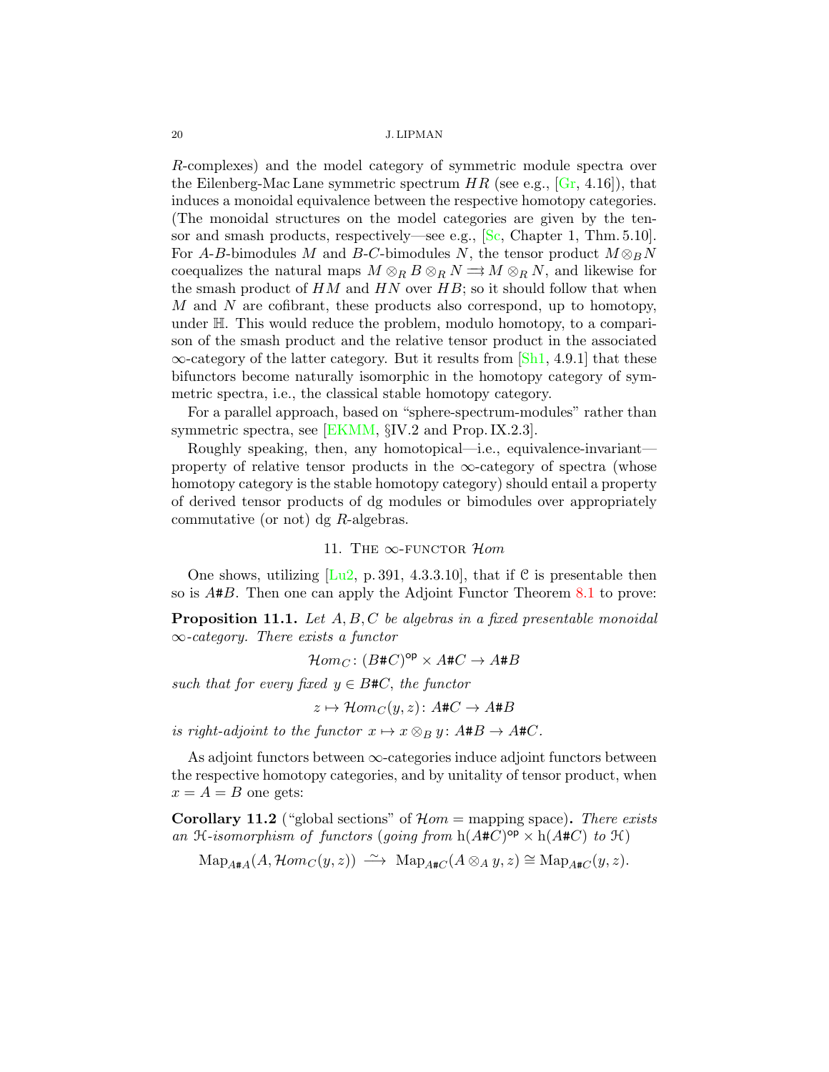$R$-complexes) and the model category of symmetric module spectra over the Eilenberg-Mac Lane symmetric spectrum $HR$ (see e.g., [Gr, 4.16]), that induces a monoidal equivalence between the respective homotopy categories. (The monoidal structures on the model categories are given by the tensor and smash products, respectively—see e.g., [Sc, Chapter 1, Thm. 5.10]. For $A$-$B$-bimodules $M$ and $B$-$C$-bimodules $N$, the tensor product $M \otimes_B N$ coequalizes the natural maps $M \otimes_R B \otimes_R N \rightrightarrows M \otimes_R N$, and likewise for the smash product of $HM$ and $HN$ over $HB$; so it should follow that when $M$ and $N$ are cofibrant, these products also correspond, up to homotopy, under $\mathbb{H}$. This would reduce the problem, modulo homotopy, to a comparison of the smash product and the relative tensor product in the associated $\infty$-category of the latter category. But it results from [Sh1, 4.9.1] that these bifunctors become naturally isomorphic in the homotopy category of symmetric spectra, i.e., the classical stable homotopy category.

For a parallel approach, based on "sphere-spectrum-modules" rather than symmetric spectra, see [EKMM, §IV.2 and Prop. IX.2.3].

Roughly speaking, then, any homotopical—i.e., equivalence-invariant—property of relative tensor products in the $\infty$-category of spectra (whose homotopy category is the stable homotopy category) should entail a property of derived tensor products of dg modules or bimodules over appropriately commutative (or not) dg $R$-algebras.

## 11. The $\infty$-functor $\mathcal{H}om$

One shows, utilizing [Lu2, p. 391, 4.3.3.10], that if $\mathcal{C}$ is presentable then so is $A\#B$. Then one can apply the Adjoint Functor Theorem 8.1 to prove:

**Proposition 11.1.** *Let $A, B, C$ be algebras in a fixed presentable monoidal $\infty$-category. There exists a functor*

$$\mathcal{H}om_C\colon (B\#C)^{\mathsf{op}} \times A\#C \to A\#B$$

*such that for every fixed $y \in B\#C$, the functor*

$$z \mapsto \mathcal{H}om_C(y,z)\colon A\#C \to A\#B$$

*is right-adjoint to the functor $x \mapsto x \otimes_B y\colon A\#B \to A\#C$.*

As adjoint functors between $\infty$-categories induce adjoint functors between the respective homotopy categories, and by unitality of tensor product, when $x = A = B$ one gets:

**Corollary 11.2** ("global sections" of $\mathcal{H}om$ = mapping space)**.** *There exists an $\mathcal{H}$-isomorphism of functors (going from $\mathrm{h}(A\#C)^{\mathsf{op}} \times \mathrm{h}(A\#C)$ to $\mathcal{H}$)*

$$\mathrm{Map}_{A\#A}(A, \mathcal{H}om_C(y,z)) \xrightarrow{\ \sim\ } \mathrm{Map}_{A\#C}(A \otimes_A y, z) \cong \mathrm{Map}_{A\#C}(y,z).$$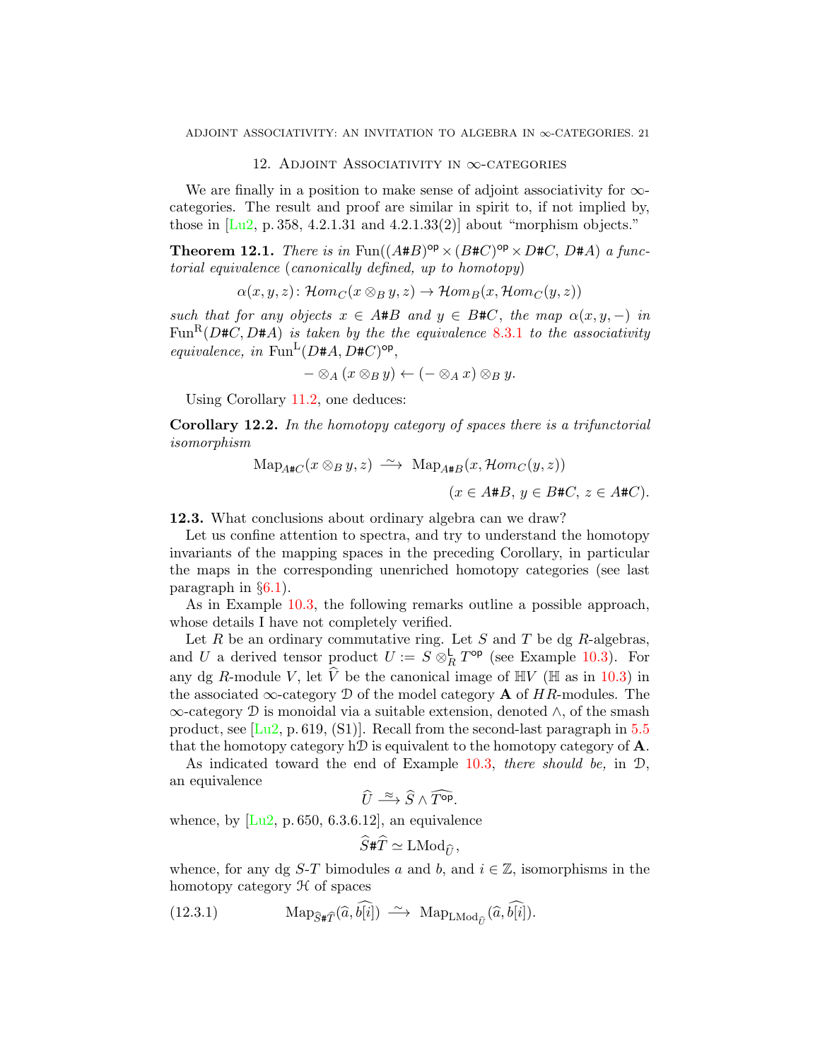## 12. Adjoint Associativity in $\infty$-categories

We are finally in a position to make sense of adjoint associativity for $\infty$-categories. The result and proof are similar in spirit to, if not implied by, those in [Lu2, p. 358, 4.2.1.31 and 4.2.1.33(2)] about "morphism objects."

**Theorem 12.1.** *There is in* $\mathrm{Fun}((A\#B)^{\mathsf{op}}\times(B\#C)^{\mathsf{op}}\times D\#C,\ D\#A)$ *a functorial equivalence (canonically defined, up to homotopy)*

$$\alpha(x,y,z)\colon \mathcal{H}om_C(x\otimes_B y, z)\to \mathcal{H}om_B(x,\mathcal{H}om_C(y,z))$$

*such that for any objects* $x\in A\#B$ *and* $y\in B\#C$*, the map* $\alpha(x,y,-)$ *in* $\mathrm{Fun}^{\mathrm{R}}(D\#C, D\#A)$ *is taken by the the equivalence 8.3.1 to the associativity equivalence, in* $\mathrm{Fun}^{\mathrm{L}}(D\#A, D\#C)^{\mathsf{op}}$,

$$-\otimes_A(x\otimes_B y)\leftarrow(-\otimes_A x)\otimes_B y.$$

Using Corollary 11.2, one deduces:

**Corollary 12.2.** *In the homotopy category of spaces there is a trifunctorial isomorphism*

$$\mathrm{Map}_{A\#C}(x\otimes_B y, z)\xrightarrow{\ \sim\ }\mathrm{Map}_{A\#B}(x,\mathcal{H}om_C(y,z))$$
$$(x\in A\#B,\ y\in B\#C,\ z\in A\#C).$$

**12.3.** What conclusions about ordinary algebra can we draw?

Let us confine attention to spectra, and try to understand the homotopy invariants of the mapping spaces in the preceding Corollary, in particular the maps in the corresponding unenriched homotopy categories (see last paragraph in §6.1).

As in Example 10.3, the following remarks outline a possible approach, whose details I have not completely verified.

Let $R$ be an ordinary commutative ring. Let $S$ and $T$ be dg $R$-algebras, and $U$ a derived tensor product $U := S\otimes_R^{\mathsf{L}} T^{\mathsf{op}}$ (see Example 10.3). For any dg $R$-module $V$, let $\widehat{V}$ be the canonical image of $\mathbb{H}V$ ($\mathbb{H}$ as in 10.3) in the associated $\infty$-category $\mathcal{D}$ of the model category $\mathbf{A}$ of $HR$-modules. The $\infty$-category $\mathcal{D}$ is monoidal via a suitable extension, denoted $\wedge$, of the smash product, see [Lu2, p. 619, (S1)]. Recall from the second-last paragraph in 5.5 that the homotopy category $\mathrm{h}\mathcal{D}$ is equivalent to the homotopy category of $\mathbf{A}$.

As indicated toward the end of Example 10.3, *there should be,* in $\mathcal{D}$, an equivalence

$$\widehat{U}\xrightarrow{\ \approx\ }\widehat{S}\wedge\widehat{T^{\mathsf{op}}}.$$

whence, by [Lu2, p. 650, 6.3.6.12], an equivalence

$$\widehat{S}\#\widehat{T}\simeq \mathrm{LMod}_{\widehat{U}},$$

whence, for any dg $S$-$T$ bimodules $a$ and $b$, and $i\in\mathbb{Z}$, isomorphisms in the homotopy category $\mathcal{H}$ of spaces

$$\mathrm{Map}_{\widehat{S}\#\widehat{T}}(\widehat{a},\widehat{b[i]})\xrightarrow{\ \sim\ }\mathrm{Map}_{\mathrm{LMod}_{\widehat{U}}}(\widehat{a},\widehat{b[i]}).\tag{12.3.1}$$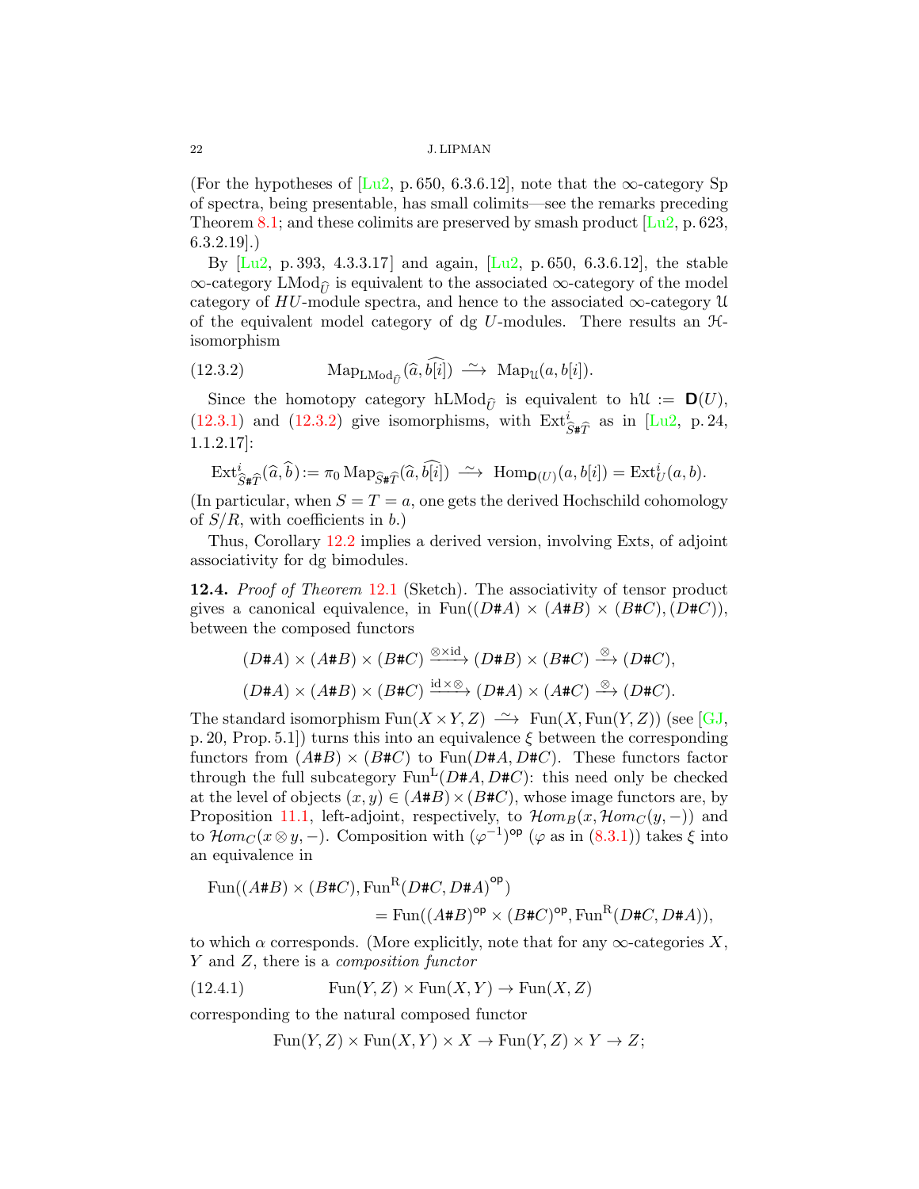(For the hypotheses of [Lu2, p. 650, 6.3.6.12], note that the $\infty$-category Sp of spectra, being presentable, has small colimits—see the remarks preceding Theorem 8.1; and these colimits are preserved by smash product [Lu2, p. 623, 6.3.2.19].)

By [Lu2, p. 393, 4.3.3.17] and again, [Lu2, p. 650, 6.3.6.12], the stable $\infty$-category $\mathrm{LMod}_{\widehat{U}}$ is equivalent to the associated $\infty$-category of the model category of $HU$-module spectra, and hence to the associated $\infty$-category $\mathcal{U}$ of the equivalent model category of dg $U$-modules. There results an $\mathcal{H}$-isomorphism

$$\mathrm{Map}_{\mathrm{LMod}_{\widehat{U}}}(\widehat{a}, \widehat{b[i]}) \xrightarrow{\;\sim\;} \mathrm{Map}_{\mathcal{U}}(a, b[i]). \tag{12.3.2}$$

Since the homotopy category $\mathrm{hLMod}_{\widehat{U}}$ is equivalent to $\mathrm{h}\mathcal{U} := \mathbf{D}(U)$, (12.3.1) and (12.3.2) give isomorphisms, with $\mathrm{Ext}^i_{\widehat{S}\#\widehat{T}}$ as in [Lu2, p. 24, 1.1.2.17]:

$$\mathrm{Ext}^i_{\widehat{S}\#\widehat{T}}(\widehat{a}, \widehat{b}) := \pi_0 \,\mathrm{Map}_{\widehat{S}\#\widehat{T}}(\widehat{a}, \widehat{b[i]}) \xrightarrow{\;\sim\;} \mathrm{Hom}_{\mathbf{D}(U)}(a, b[i]) = \mathrm{Ext}^i_U(a, b).$$

(In particular, when $S = T = a$, one gets the derived Hochschild cohomology of $S/R$, with coefficients in $b$.)

Thus, Corollary 12.2 implies a derived version, involving Exts, of adjoint associativity for dg bimodules.

**12.4.** *Proof of Theorem* 12.1 (Sketch). The associativity of tensor product gives a canonical equivalence, in $\mathrm{Fun}((D\#A) \times (A\#B) \times (B\#C), (D\#C))$, between the composed functors

$$(D\#A) \times (A\#B) \times (B\#C) \xrightarrow{\otimes \times \mathrm{id}} (D\#B) \times (B\#C) \xrightarrow{\;\otimes\;} (D\#C),$$
$$(D\#A) \times (A\#B) \times (B\#C) \xrightarrow{\mathrm{id} \times \otimes} (D\#A) \times (A\#C) \xrightarrow{\;\otimes\;} (D\#C).$$

The standard isomorphism $\mathrm{Fun}(X \times Y, Z) \xrightarrow{\;\sim\;} \mathrm{Fun}(X, \mathrm{Fun}(Y, Z))$ (see [GJ, p. 20, Prop. 5.1]) turns this into an equivalence $\xi$ between the corresponding functors from $(A\#B) \times (B\#C)$ to $\mathrm{Fun}(D\#A, D\#C)$. These functors factor through the full subcategory $\mathrm{Fun}^{\mathrm{L}}(D\#A, D\#C)$: this need only be checked at the level of objects $(x, y) \in (A\#B) \times (B\#C)$, whose image functors are, by Proposition 11.1, left-adjoint, respectively, to $\mathcal{H}om_B(x, \mathcal{H}om_C(y, -))$ and to $\mathcal{H}om_C(x \otimes y, -)$. Composition with $(\varphi^{-1})^{\mathsf{op}}$ ($\varphi$ as in (8.3.1)) takes $\xi$ into an equivalence in

$$\begin{aligned}
&\mathrm{Fun}((A\#B) \times (B\#C), \mathrm{Fun}^{\mathrm{R}}(D\#C, D\#A)^{\mathsf{op}}) \\
&\qquad\qquad = \mathrm{Fun}((A\#B)^{\mathsf{op}} \times (B\#C)^{\mathsf{op}}, \mathrm{Fun}^{\mathrm{R}}(D\#C, D\#A)),
\end{aligned}$$

to which $\alpha$ corresponds. (More explicitly, note that for any $\infty$-categories $X$, $Y$ and $Z$, there is a *composition functor*

$$\mathrm{Fun}(Y, Z) \times \mathrm{Fun}(X, Y) \to \mathrm{Fun}(X, Z) \tag{12.4.1}$$

corresponding to the natural composed functor

$$\mathrm{Fun}(Y, Z) \times \mathrm{Fun}(X, Y) \times X \to \mathrm{Fun}(Y, Z) \times Y \to Z;$$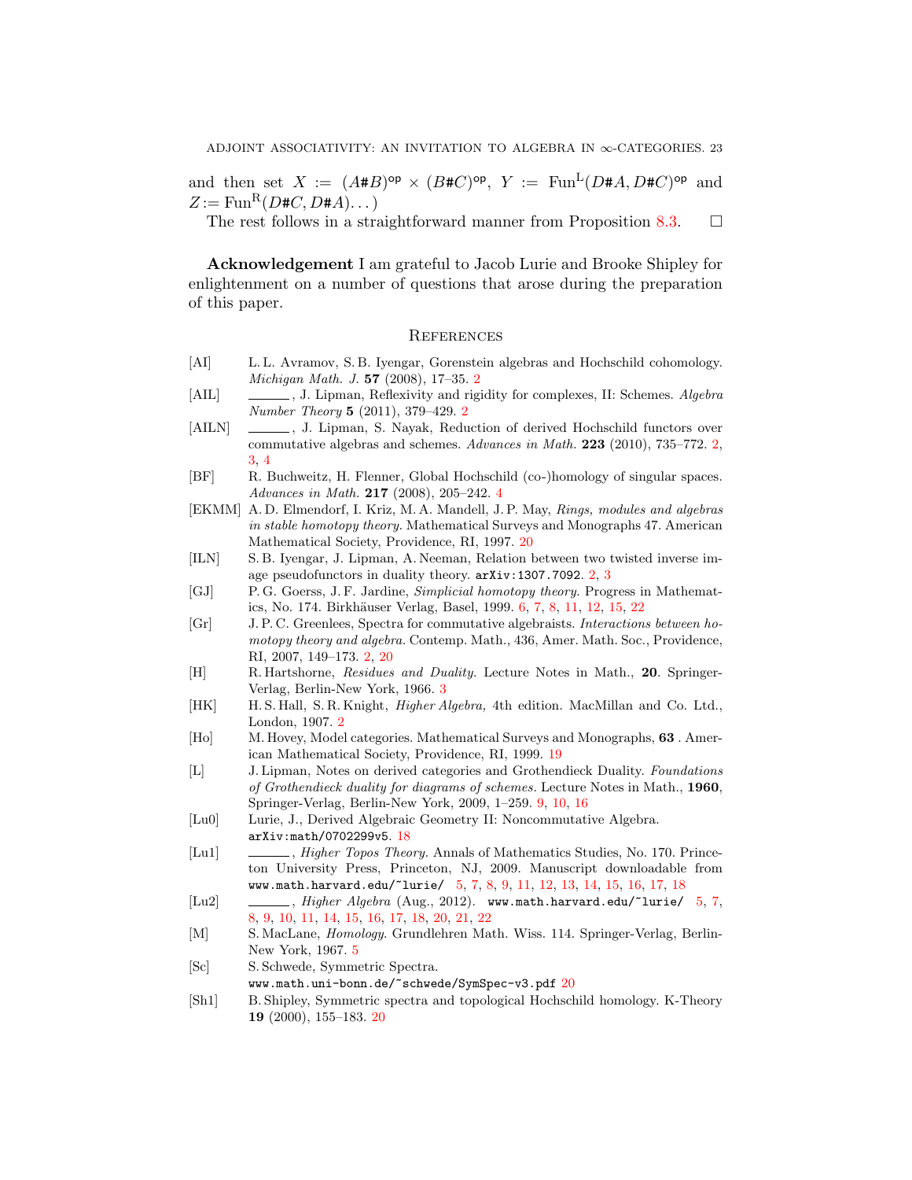and then set $X := (A\#B)^{\mathsf{op}} \times (B\#C)^{\mathsf{op}}$, $Y := \mathrm{Fun}^{\mathrm{L}}(D\#A, D\#C)^{\mathsf{op}}$ and $Z := \mathrm{Fun}^{\mathrm{R}}(D\#C, D\#A)\dots)$

The rest follows in a straightforward manner from Proposition 8.3. $\square$

**Acknowledgement** I am grateful to Jacob Lurie and Brooke Shipley for enlightenment on a number of questions that arose during the preparation of this paper.

## References

- [AI] L. L. Avramov, S. B. Iyengar, Gorenstein algebras and Hochschild cohomology. *Michigan Math. J.* **57** (2008), 17–35. 2
- [AIL] ______, J. Lipman, Reflexivity and rigidity for complexes, II: Schemes. *Algebra Number Theory* **5** (2011), 379–429. 2
- [AILN] ______, J. Lipman, S. Nayak, Reduction of derived Hochschild functors over commutative algebras and schemes. *Advances in Math.* **223** (2010), 735–772. 2, 3, 4
- [BF] R. Buchweitz, H. Flenner, Global Hochschild (co-)homology of singular spaces. *Advances in Math.* **217** (2008), 205–242. 4
- [EKMM] A. D. Elmendorf, I. Kriz, M. A. Mandell, J. P. May, *Rings, modules and algebras in stable homotopy theory.* Mathematical Surveys and Monographs 47. American Mathematical Society, Providence, RI, 1997. 20
- [ILN] S. B. Iyengar, J. Lipman, A. Neeman, Relation between two twisted inverse image pseudofunctors in duality theory. `arXiv:1307.7092`. 2, 3
- [GJ] P. G. Goerss, J. F. Jardine, *Simplicial homotopy theory.* Progress in Mathematics, No. 174. Birkhäuser Verlag, Basel, 1999. 6, 7, 8, 11, 12, 15, 22
- [Gr] J. P. C. Greenlees, Spectra for commutative algebraists. *Interactions between homotopy theory and algebra.* Contemp. Math., 436, Amer. Math. Soc., Providence, RI, 2007, 149–173. 2, 20
- [H] R. Hartshorne, *Residues and Duality.* Lecture Notes in Math., **20**. Springer-Verlag, Berlin-New York, 1966. 3
- [HK] H. S. Hall, S. R. Knight, *Higher Algebra,* 4th edition. MacMillan and Co. Ltd., London, 1907. 2
- [Ho] M. Hovey, Model categories. Mathematical Surveys and Monographs, **63** . American Mathematical Society, Providence, RI, 1999. 19
- [L] J. Lipman, Notes on derived categories and Grothendieck Duality. *Foundations of Grothendieck duality for diagrams of schemes.* Lecture Notes in Math., **1960**, Springer-Verlag, Berlin-New York, 2009, 1–259. 9, 10, 16
- [Lu0] Lurie, J., Derived Algebraic Geometry II: Noncommutative Algebra. `arXiv:math/0702299v5`. 18
- [Lu1] ______, *Higher Topos Theory.* Annals of Mathematics Studies, No. 170. Princeton University Press, Princeton, NJ, 2009. Manuscript downloadable from `www.math.harvard.edu/~lurie/` 5, 7, 8, 9, 11, 12, 13, 14, 15, 16, 17, 18
- [Lu2] ______, *Higher Algebra* (Aug., 2012). `www.math.harvard.edu/~lurie/` 5, 7, 8, 9, 10, 11, 14, 15, 16, 17, 18, 20, 21, 22
- [M] S. MacLane, *Homology.* Grundlehren Math. Wiss. 114. Springer-Verlag, Berlin-New York, 1967. 5
- [Sc] S. Schwede, Symmetric Spectra. `www.math.uni-bonn.de/~schwede/SymSpec-v3.pdf` 20
- [Sh1] B. Shipley, Symmetric spectra and topological Hochschild homology. K-Theory **19** (2000), 155–183. 20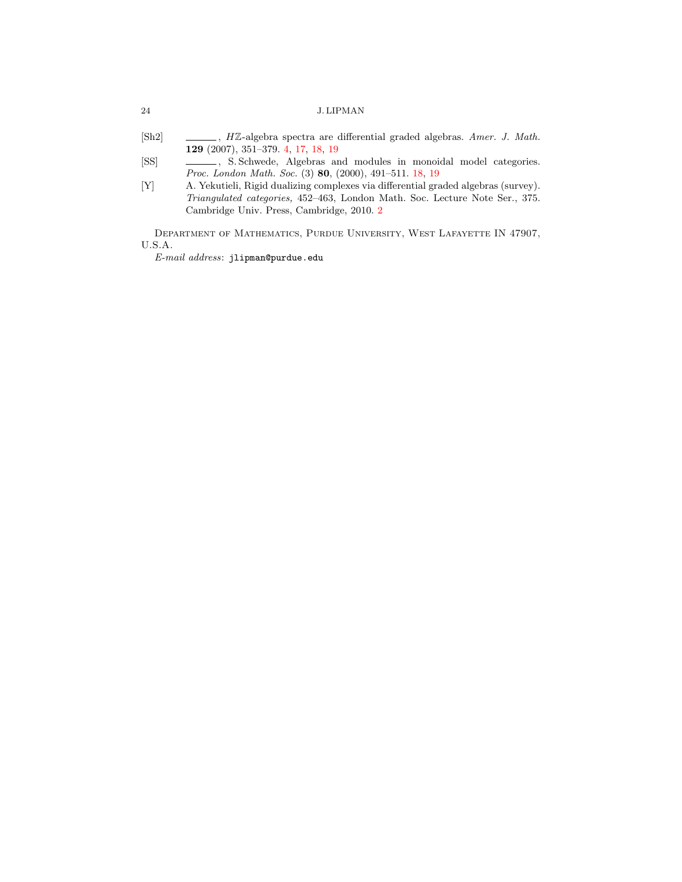[Sh2] ______, $H\mathbb{Z}$-algebra spectra are differential graded algebras. *Amer. J. Math.* **129** (2007), 351–379. 4, 17, 18, 19

[SS] ______, S. Schwede, Algebras and modules in monoidal model categories. *Proc. London Math. Soc.* (3) **80**, (2000), 491–511. 18, 19

[Y] A. Yekutieli, Rigid dualizing complexes via differential graded algebras (survey). *Triangulated categories,* 452–463, London Math. Soc. Lecture Note Ser., 375. Cambridge Univ. Press, Cambridge, 2010. 2

Department of Mathematics, Purdue University, West Lafayette IN 47907, U.S.A.

*E-mail address*: `jlipman@purdue.edu`